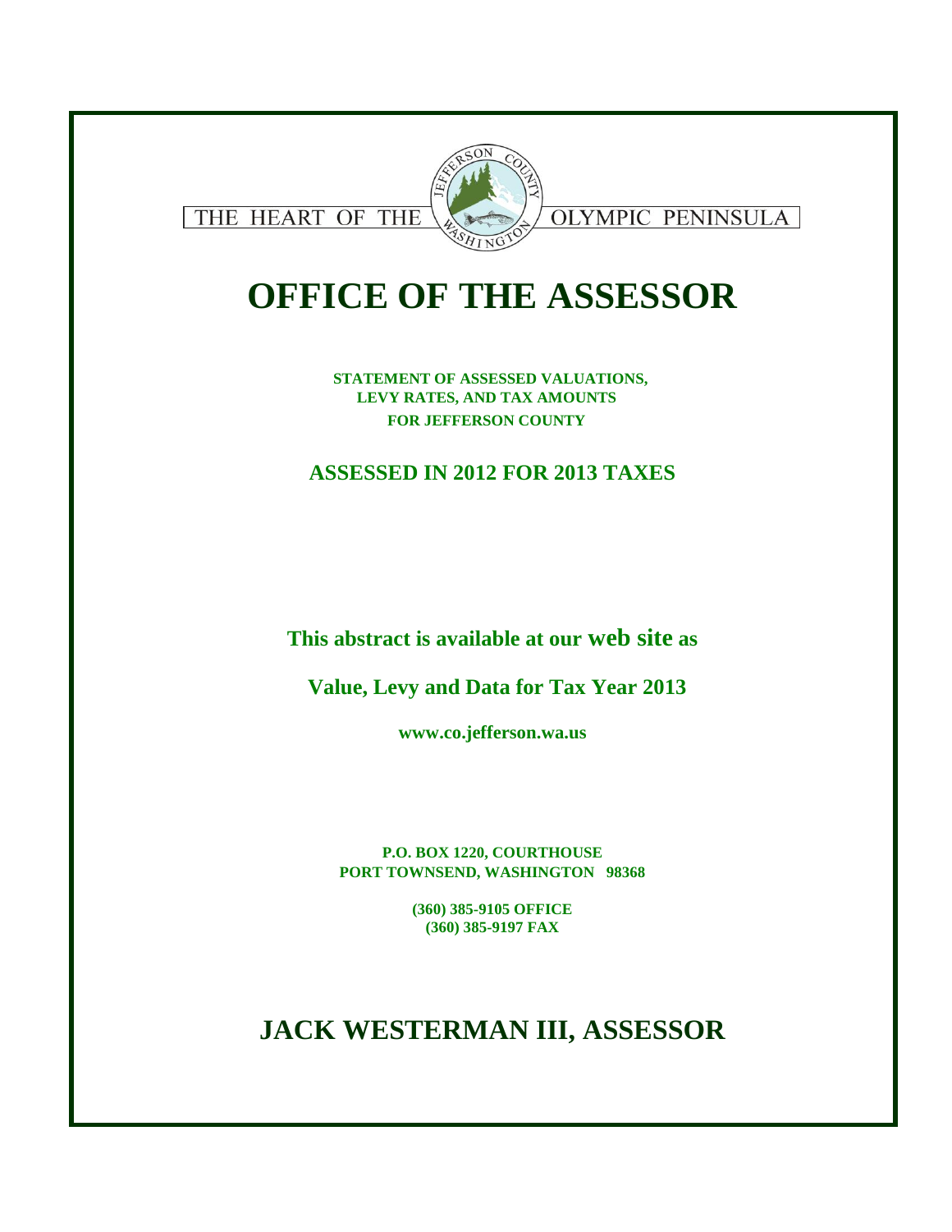THE HEART OF THE OLYMPIC PENINSULA

# OFFICE OF THE ASSESSOR

**STATEMENT OF ASSESSED VALUATIONS,**
**LEVY RATES, AND TAX AMOUNTS**
**FOR JEFFERSON COUNTY**

## ASSESSED IN 2012 FOR 2013 TAXES

**This abstract is available at our web site as**

**Value, Levy and Data for Tax Year 2013**

**www.co.jefferson.wa.us**

**P.O. BOX 1220, COURTHOUSE**
**PORT TOWNSEND, WASHINGTON 98368**

**(360) 385-9105 OFFICE**
**(360) 385-9197 FAX**

## JACK WESTERMAN III, ASSESSOR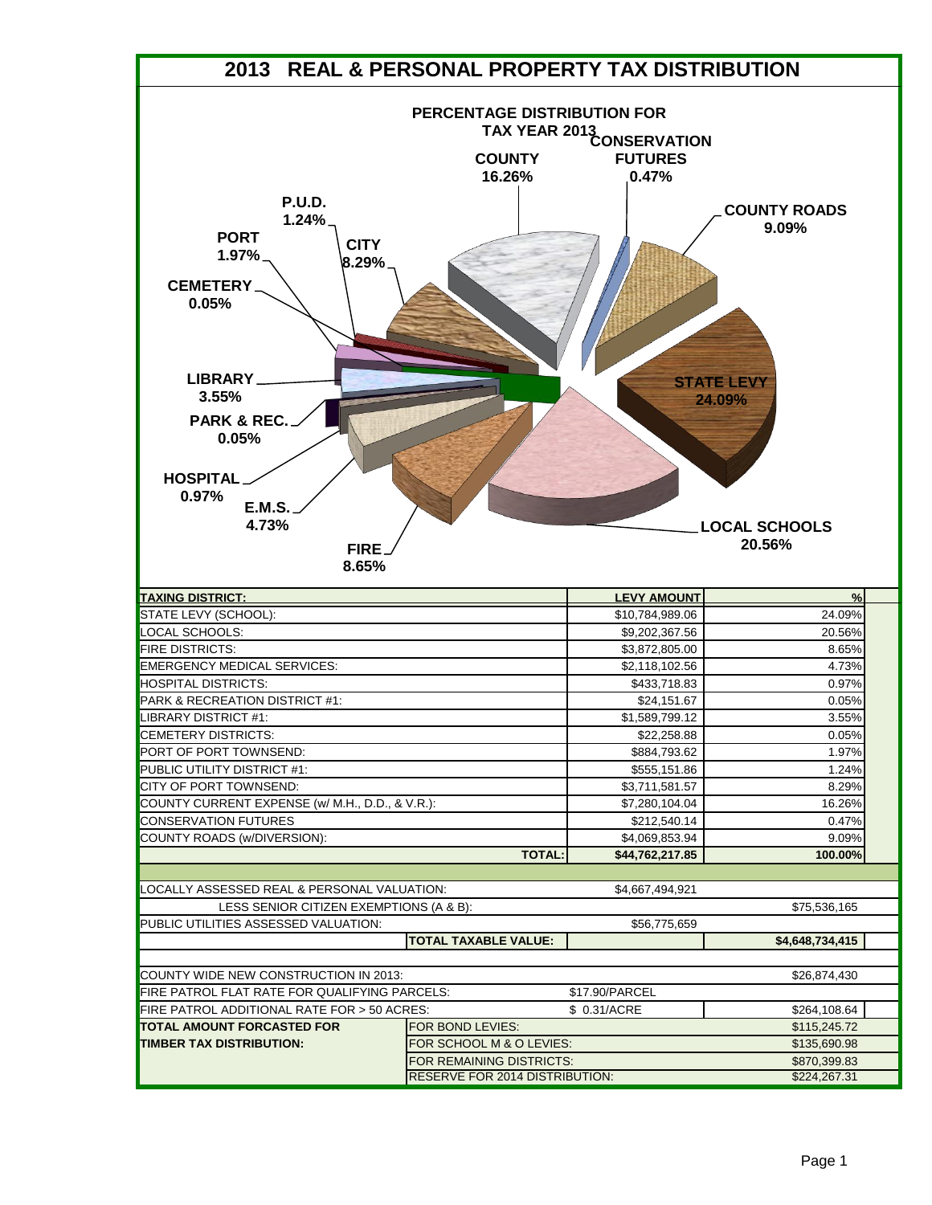# 2013 REAL & PERSONAL PROPERTY TAX DISTRIBUTION

## PERCENTAGE DISTRIBUTION FOR TAX YEAR 2013

COUNTY 16.26%; CONSERVATION FUTURES 0.47%; COUNTY ROADS 9.09%; STATE LEVY 24.09%; LOCAL SCHOOLS 20.56%; FIRE 8.65%; E.M.S. 4.73%; HOSPITAL 0.97%; PARK & REC. 0.05%; LIBRARY 3.55%; CEMETERY 0.05%; PORT 1.97%; P.U.D. 1.24%; CITY 8.29%

| TAXING DISTRICT: | LEVY AMOUNT | % |
|---|---|---|
| STATE LEVY (SCHOOL): | $10,784,989.06 | 24.09% |
| LOCAL SCHOOLS: | $9,202,367.56 | 20.56% |
| FIRE DISTRICTS: | $3,872,805.00 | 8.65% |
| EMERGENCY MEDICAL SERVICES: | $2,118,102.56 | 4.73% |
| HOSPITAL DISTRICTS: | $433,718.83 | 0.97% |
| PARK & RECREATION DISTRICT #1: | $24,151.67 | 0.05% |
| LIBRARY DISTRICT #1: | $1,589,799.12 | 3.55% |
| CEMETERY DISTRICTS: | $22,258.88 | 0.05% |
| PORT OF PORT TOWNSEND: | $884,793.62 | 1.97% |
| PUBLIC UTILITY DISTRICT #1: | $555,151.86 | 1.24% |
| CITY OF PORT TOWNSEND: | $3,711,581.57 | 8.29% |
| COUNTY CURRENT EXPENSE (w/ M.H., D.D., & V.R.): | $7,280,104.04 | 16.26% |
| CONSERVATION FUTURES | $212,540.14 | 0.47% |
| COUNTY ROADS (w/DIVERSION): | $4,069,853.94 | 9.09% |
| **TOTAL:** | **$44,762,217.85** | **100.00%** |

| | | | |
|---|---|---|---|
| LOCALLY ASSESSED REAL & PERSONAL VALUATION: | | $4,667,494,921 | |
| LESS SENIOR CITIZEN EXEMPTIONS (A & B): | | | $75,536,165 |
| PUBLIC UTILITIES ASSESSED VALUATION: | | $56,775,659 | |
| | **TOTAL TAXABLE VALUE:** | | **$4,648,734,415** |

| | | | |
|---|---|---|---|
| COUNTY WIDE NEW CONSTRUCTION IN 2013: | | | $26,874,430 |
| FIRE PATROL FLAT RATE FOR QUALIFYING PARCELS: | | $17.90/PARCEL | |
| FIRE PATROL ADDITIONAL RATE FOR > 50 ACRES: | | $ 0.31/ACRE | $264,108.64 |
| **TOTAL AMOUNT FORCASTED FOR TIMBER TAX DISTRIBUTION:** | FOR BOND LEVIES: | | $115,245.72 |
| | FOR SCHOOL M & O LEVIES: | | $135,690.98 |
| | FOR REMAINING DISTRICTS: | | $870,399.83 |
| | RESERVE FOR 2014 DISTRIBUTION: | | $224,267.31 |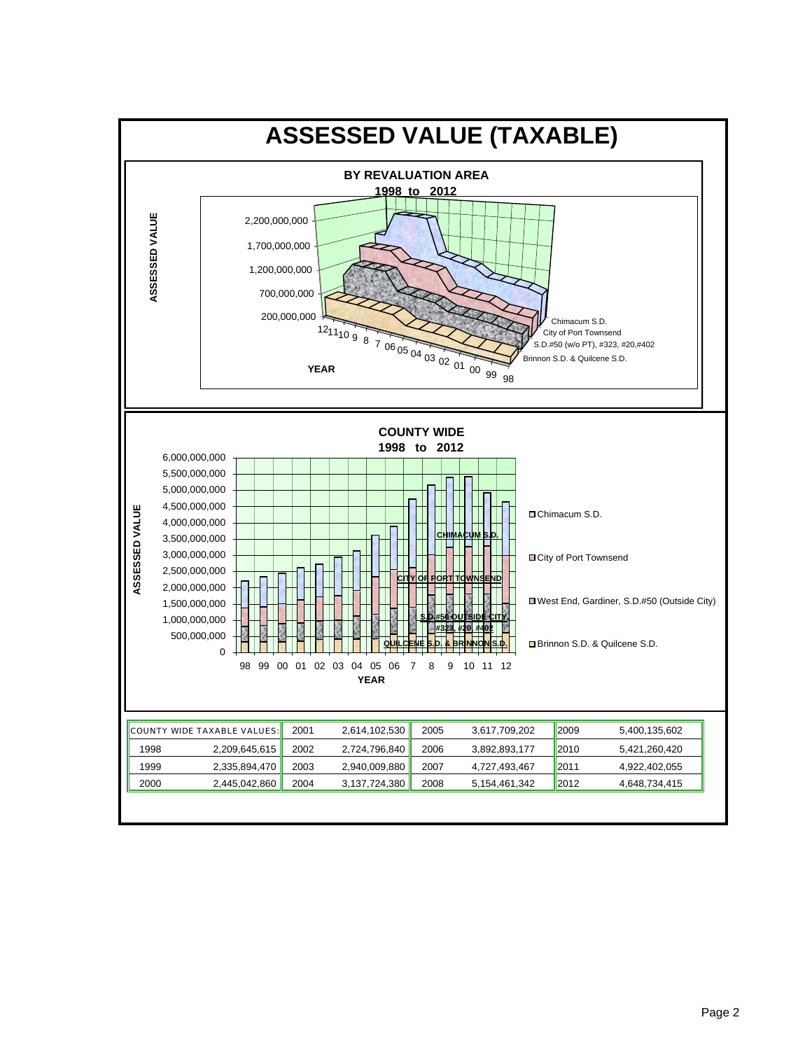# ASSESSED VALUE (TAXABLE)

## BY REVALUATION AREA
### 1998 to 2012

ASSESSED VALUE

2,200,000,000
1,700,000,000
1,200,000,000
700,000,000
200,000,000

YEAR

12 11 10 9 8 7 06 05 04 03 02 01 00 99 98

Chimacum S.D.
City of Port Townsend
S.D.#50 (w/o PT), #323, #20,#402
Brinnon S.D. & Quilcene S.D.

## COUNTY WIDE
### 1998 to 2012

ASSESSED VALUE

6,000,000,000
5,500,000,000
5,000,000,000
4,500,000,000
4,000,000,000
3,500,000,000
3,000,000,000
2,500,000,000
2,000,000,000
1,500,000,000
1,000,000,000
500,000,000
0

98 99 00 01 02 03 04 05 06 7 8 9 10 11 12

YEAR

CHIMACUM S.D.
CITY OF PORT TOWNSEND
S.D.#50 OUTSIDE CITY #323, #20, #402
QUILCENE S.D. & BRINNON S.D.

- Chimacum S.D.
- City of Port Townsend
- West End, Gardiner, S.D.#50 (Outside City)
- Brinnon S.D. & Quilcene S.D.

| COUNTY WIDE TAXABLE VALUES: | | 2001 | 2,614,102,530 | 2005 | 3,617,709,202 | 2009 | 5,400,135,602 |
|---|---|---|---|---|---|---|---|
| 1998 | 2,209,645,615 | 2002 | 2,724,796,840 | 2006 | 3,892,893,177 | 2010 | 5,421,260,420 |
| 1999 | 2,335,894,470 | 2003 | 2,940,009,880 | 2007 | 4,727,493,467 | 2011 | 4,922,402,055 |
| 2000 | 2,445,042,860 | 2004 | 3,137,724,380 | 2008 | 5,154,461,342 | 2012 | 4,648,734,415 |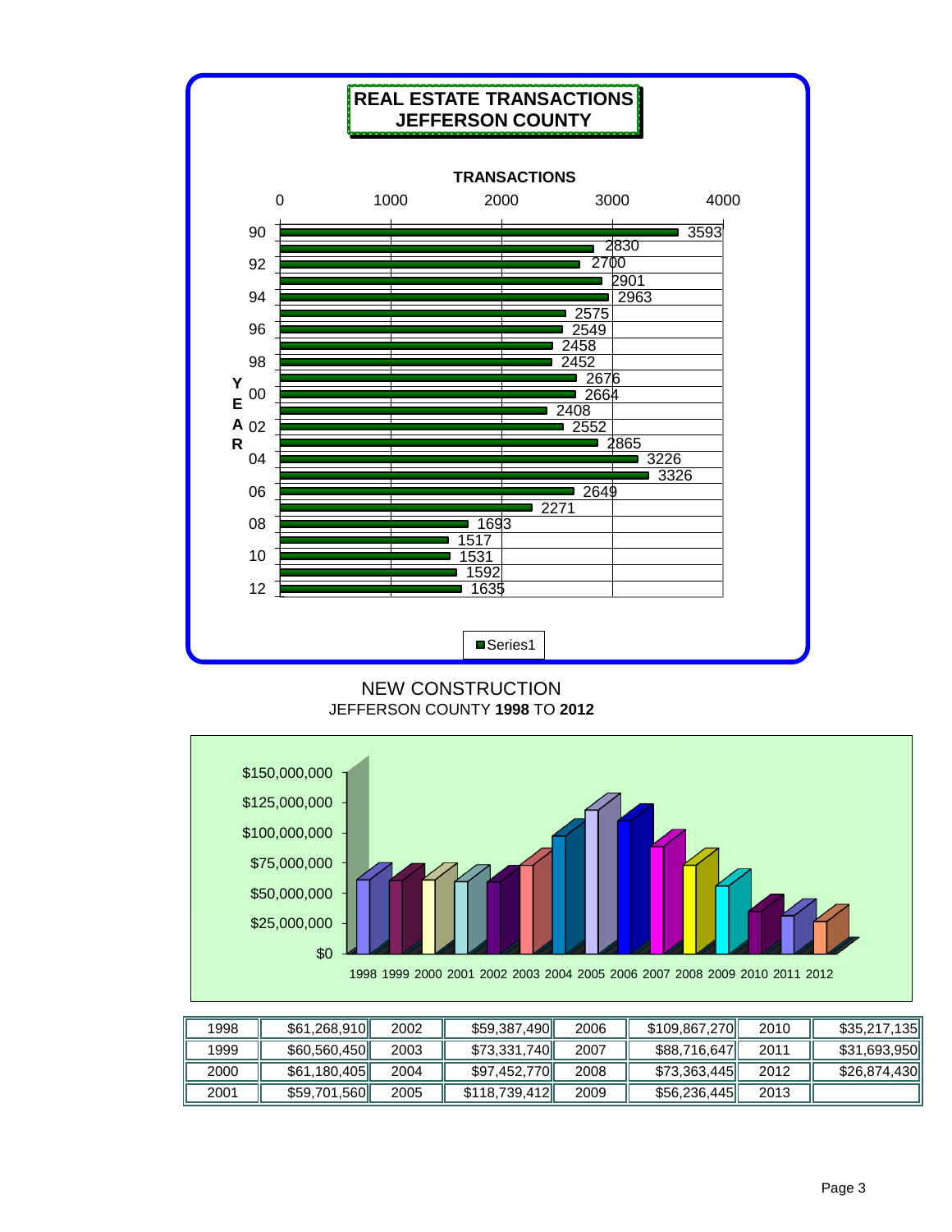## REAL ESTATE TRANSACTIONS
## JEFFERSON COUNTY

**TRANSACTIONS**

| YEAR | Transactions |
|---|---|
| 90 | 3593 |
| 91 | 2830 |
| 92 | 2700 |
| 93 | 2901 |
| 94 | 2963 |
| 95 | 2575 |
| 96 | 2549 |
| 97 | 2458 |
| 98 | 2452 |
| 99 | 2676 |
| 00 | 2664 |
| 01 | 2408 |
| 02 | 2552 |
| 03 | 2865 |
| 04 | 3226 |
| 05 | 3326 |
| 06 | 2649 |
| 07 | 2271 |
| 08 | 1693 |
| 09 | 1517 |
| 10 | 1531 |
| 11 | 1592 |
| 12 | 1635 |

Series1

## NEW CONSTRUCTION
JEFFERSON COUNTY **1998** TO **2012**

| | | | | | | | |
|---|---|---|---|---|---|---|---|
| 1998 | $61,268,910 | 2002 | $59,387,490 | 2006 | $109,867,270 | 2010 | $35,217,135 |
| 1999 | $60,560,450 | 2003 | $73,331,740 | 2007 | $88,716,647 | 2011 | $31,693,950 |
| 2000 | $61,180,405 | 2004 | $97,452,770 | 2008 | $73,363,445 | 2012 | $26,874,430 |
| 2001 | $59,701,560 | 2005 | $118,739,412 | 2009 | $56,236,445 | 2013 | |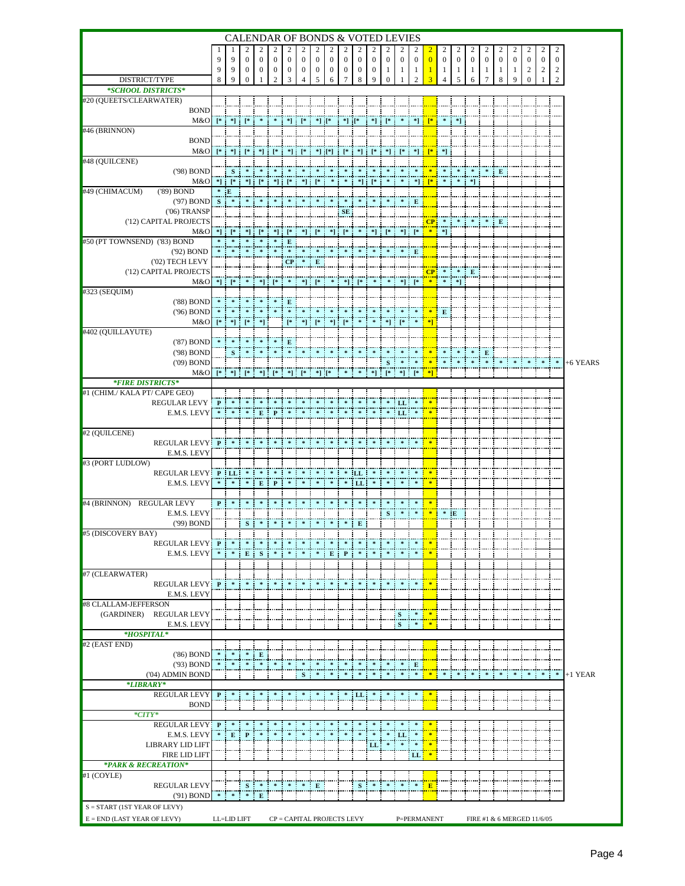# CALENDAR OF BONDS & VOTED LEVIES

| DISTRICT/TYPE | 1998 | 1999 | 2000 | 2001 | 2002 | 2003 | 2004 | 2005 | 2006 | 2007 | 2008 | 2009 | 2010 | 2011 | 2012 | 2013 | 2014 | 2015 | 2016 | 2017 | 2018 | 2019 | 2020 | 2021 | 2022 | |
|---|---|---|---|---|---|---|---|---|---|---|---|---|---|---|---|---|---|---|---|---|---|---|---|---|---|---|
| ***SCHOOL DISTRICTS*** | | | | | | | | | | | | | | | | | | | | | | | | | | |
| #20 (QUEETS/CLEARWATER) | | | | | | | | | | | | | | | | | | | | | | | | | | |
| BOND | | | | | | | | | | | | | | | | | | | | | | | | | | |
| M&O | [* | *] | [* | * | * | *] | [* | *] | [* | *] | [* | *] | [* | * | *] | [* | * | *] | | | | | | | | |
| #46 (BRINNON) | | | | | | | | | | | | | | | | | | | | | | | | | | |
| BOND | | | | | | | | | | | | | | | | | | | | | | | | | | |
| M&O | [* | *] | [* | *] | [* | *] | [* | *] | [* | *] | [* | *] | [* | *] | [* | *] | [* | *] | | | | | | | | |
| #48 (QUILCENE) | | | | | | | | | | | | | | | | | | | | | | | | | | |
| ('98) BOND | | S | * | * | * | * | * | * | * | * | * | * | * | * | * | * | * | * | * | * | E | | | | | |
| M&O | *] | [* | *] | [* | *] | [* | *] | [* | *] | [* | * | *] | [* | * | *] | [* | * | * | *] | | | | | | | |
| #49 (CHIMACUM) ('89) BOND | * | E | | | | | | | | | | | | | | | | | | | | | | | | |
| ('97) BOND | S | * | * | * | * | * | * | * | * | * | * | * | * | * | E | | | | | | | | | | | |
| ('06) TRANSP | | | | | | | | | | SE | | | | | | | | | | | | | | | | |
| ('12) CAPITAL PROJECTS | | | | | | | | | | | | | | | | CP | * | * | * | * | E | | | | | |
| M&O | *] | [* | *] | [* | *] | [* | *] | [* | *] | [* | * | *] | [* | *] | [* | * | *] | | | | | | | | | |
| #50 (PT TOWNSEND) ('83) BOND | * | * | * | * | * | E | | | | | | | | | | | | | | | | | | | | |
| ('92) BOND | * | * | * | * | * | * | * | * | * | * | * | * | * | * | E | | | | | | | | | | | |
| ('02) TECH LEVY | | | | | | CP | * | E | | | | | | | | | | | | | | | | | | |
| ('12) CAPITAL PROJECTS | | | | | | | | | | | | | | | | CP | * | * | E | | | | | | | |
| M&O | *] | [* | * | *] | [* | * | *] | [* | * | *] | [* | * | * | *] | [* | * | * | *] | | | | | | | | |
| #323 (SEQUIM) | | | | | | | | | | | | | | | | | | | | | | | | | | |
| ('88) BOND | * | * | * | * | * | E | | | | | | | | | | | | | | | | | | | | |
| ('96) BOND | * | * | * | * | * | * | * | * | * | * | * | * | * | * | * | * | E | | | | | | | | | |
| M&O | [* | *] | [* | *] | | [* | *] | [* | *] | [* | * | * | *] | [* | * | *] | | | | | | | | | | |
| #402 (QUILLAYUTE) | | | | | | | | | | | | | | | | | | | | | | | | | | |
| ('87) BOND | * | * | * | * | * | E | | | | | | | | | | | | | | | | | | | | |
| ('98) BOND | | S | * | * | * | * | * | * | * | * | * | * | * | * | * | * | * | * | * | E | | | | | | |
| ('09) BOND | | | | | | | | | | | | | S | * | * | * | * | * | * | * | * | * | * | * | * | +6 YEARS |
| M&O | [* | *] | [* | *] | [* | *] | [* | *] | [* | *] | * | * | *] | [* | *] | [* | *] | | | | | | | | | |
| ***FIRE DISTRICTS*** | | | | | | | | | | | | | | | | | | | | | | | | | | |
| #1 (CHIM./ KALA PT/ CAPE GEO) | | | | | | | | | | | | | | | | | | | | | | | | | | |
| REGULAR LEVY | P | * | * | * | * | * | * | * | * | * | * | * | * | LL | * | * | | | | | | | | | | |
| E.M.S. LEVY | * | * | * | E | P | * | * | * | * | * | * | * | * | LL | * | * | | | | | | | | | | |
| #2 (QUILCENE) | | | | | | | | | | | | | | | | | | | | | | | | | | |
| REGULAR LEVY | P | * | * | * | * | * | * | * | * | * | * | * | * | * | * | * | | | | | | | | | | |
| E.M.S. LEVY | | | | | | | | | | | | | | | | | | | | | | | | | | |
| #3 (PORT LUDLOW) | | | | | | | | | | | | | | | | | | | | | | | | | | |
| REGULAR LEVY | P | LL | * | * | * | * | * | * | * | * | LL | * | * | * | * | * | | | | | | | | | | |
| E.M.S. LEVY | * | * | * | E | P | * | * | * | * | * | LL | * | * | * | * | * | | | | | | | | | | |
| #4 (BRINNON) REGULAR LEVY | P | * | * | * | * | * | * | * | * | * | * | * | * | * | * | * | | | | | | | | | | |
| E.M.S. LEVY | | | | | | | | | | | | | S | * | * | * | * | E | | | | | | | | |
| ('99) BOND | | | S | * | * | * | * | * | * | * | E | | | | | | | | | | | | | | | |
| #5 (DISCOVERY BAY) | | | | | | | | | | | | | | | | | | | | | | | | | | |
| REGULAR LEVY | P | * | * | * | * | * | * | * | * | * | * | * | * | * | * | * | | | | | | | | | | |
| E.M.S. LEVY | * | * | E | S | * | * | * | * | E | P | * | * | * | * | * | * | | | | | | | | | | |
| #7 (CLEARWATER) | | | | | | | | | | | | | | | | | | | | | | | | | | |
| REGULAR LEVY | P | * | * | * | * | * | * | * | * | * | * | * | * | * | * | * | | | | | | | | | | |
| E.M.S. LEVY | | | | | | | | | | | | | | | | | | | | | | | | | | |
| #8 CLALLAM-JEFFERSON | | | | | | | | | | | | | | | | | | | | | | | | | | |
| (GARDINER) REGULAR LEVY | | | | | | | | | | | | | | S | * | * | | | | | | | | | | |
| E.M.S. LEVY | | | | | | | | | | | | | | S | * | * | | | | | | | | | | |
| ***HOSPITAL*** | | | | | | | | | | | | | | | | | | | | | | | | | | |
| #2 (EAST END) | | | | | | | | | | | | | | | | | | | | | | | | | | |
| ('86) BOND | * | * | * | E | | | | | | | | | | | | | | | | | | | | | | |
| ('93) BOND | * | * | * | * | * | * | * | * | * | * | * | * | * | * | E | | | | | | | | | | | |
| ('04) ADMIN BOND | | | | | | | | S | * | * | * | * | * | * | * | * | * | * | * | * | * | * | * | * | * | +1 YEAR |
| ***LIBRARY*** | | | | | | | | | | | | | | | | | | | | | | | | | | |
| REGULAR LEVY | P | * | * | * | * | * | * | * | * | * | LL | * | * | * | * | * | | | | | | | | | | |
| BOND | | | | | | | | | | | | | | | | | | | | | | | | | | |
| ***CITY*** | | | | | | | | | | | | | | | | | | | | | | | | | | |
| REGULAR LEVY | P | * | * | * | * | * | * | * | * | * | * | * | * | * | * | * | | | | | | | | | | |
| E.M.S. LEVY | * | E | P | * | * | * | * | * | * | * | * | * | * | LL | * | * | | | | | | | | | | |
| LIBRARY LID LIFT | | | | | | | | | | | | LL | * | * | * | * | | | | | | | | | | |
| FIRE LID LIFT | | | | | | | | | | | | | | | LL | * | | | | | | | | | | |
| ***PARK & RECREATION*** | | | | | | | | | | | | | | | | | | | | | | | | | | |
| #1 (COYLE) | | | | | | | | | | | | | | | | | | | | | | | | | | |
| REGULAR LEVY | | | S | * | * | * | * | E | | | S | * | * | * | * | E | | | | | | | | | | |
| ('91) BOND | * | * | * | E | | | | | | | | | | | | | | | | | | | | | | |

S = START (1ST YEAR OF LEVY)
E = END (LAST YEAR OF LEVY)   LL=LID LIFT   CP = CAPITAL PROJECTS LEVY   P=PERMANENT   FIRE #1 & 6 MERGED 11/6/05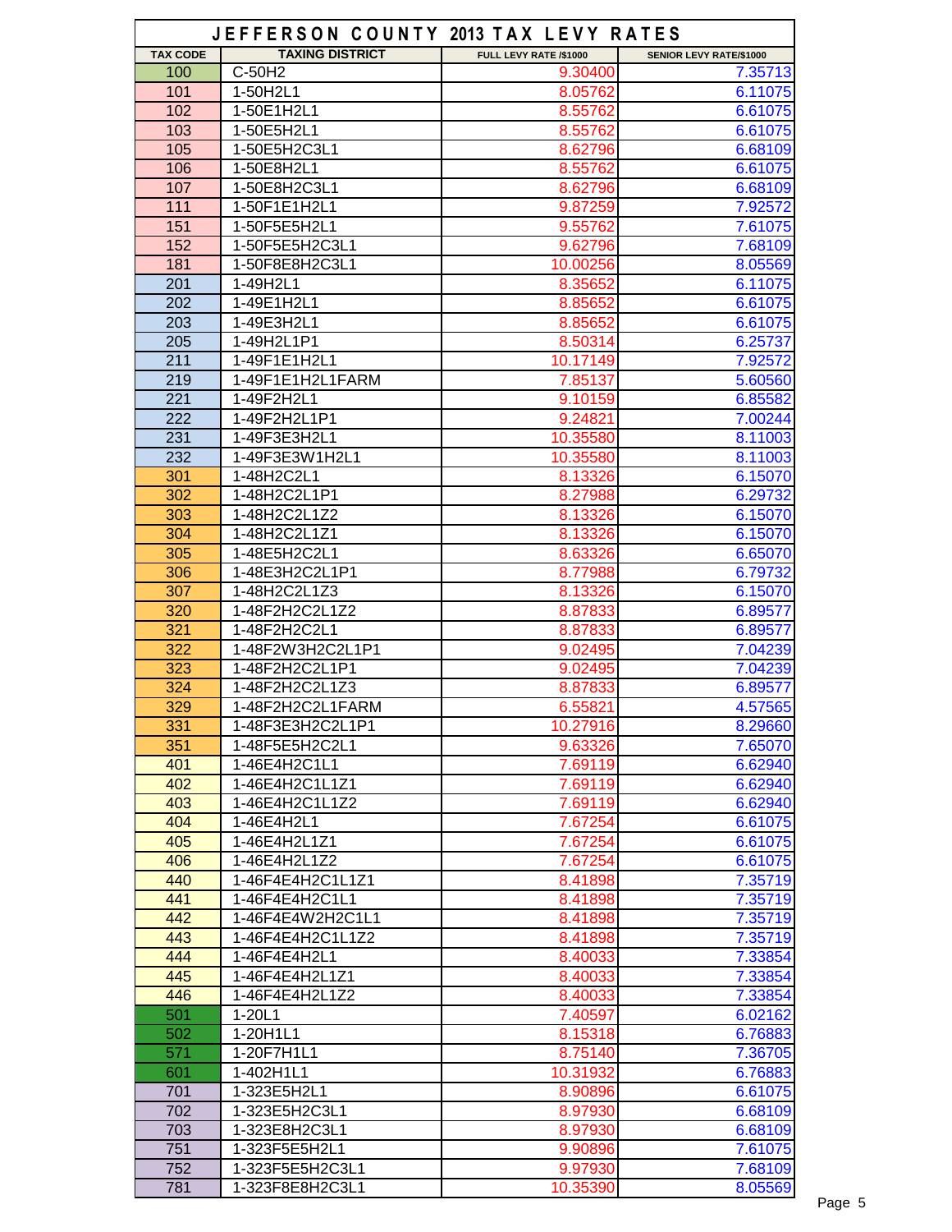# JEFFERSON COUNTY 2013 TAX LEVY RATES

| TAX CODE | TAXING DISTRICT | FULL LEVY RATE /$1000 | SENIOR LEVY RATE/$1000 |
|---|---|---|---|
| 100 | C-50H2 | 9.30400 | 7.35713 |
| 101 | 1-50H2L1 | 8.05762 | 6.11075 |
| 102 | 1-50E1H2L1 | 8.55762 | 6.61075 |
| 103 | 1-50E5H2L1 | 8.55762 | 6.61075 |
| 105 | 1-50E5H2C3L1 | 8.62796 | 6.68109 |
| 106 | 1-50E8H2L1 | 8.55762 | 6.61075 |
| 107 | 1-50E8H2C3L1 | 8.62796 | 6.68109 |
| 111 | 1-50F1E1H2L1 | 9.87259 | 7.92572 |
| 151 | 1-50F5E5H2L1 | 9.55762 | 7.61075 |
| 152 | 1-50F5E5H2C3L1 | 9.62796 | 7.68109 |
| 181 | 1-50F8E8H2C3L1 | 10.00256 | 8.05569 |
| 201 | 1-49H2L1 | 8.35652 | 6.11075 |
| 202 | 1-49E1H2L1 | 8.85652 | 6.61075 |
| 203 | 1-49E3H2L1 | 8.85652 | 6.61075 |
| 205 | 1-49H2L1P1 | 8.50314 | 6.25737 |
| 211 | 1-49F1E1H2L1 | 10.17149 | 7.92572 |
| 219 | 1-49F1E1H2L1FARM | 7.85137 | 5.60560 |
| 221 | 1-49F2H2L1 | 9.10159 | 6.85582 |
| 222 | 1-49F2H2L1P1 | 9.24821 | 7.00244 |
| 231 | 1-49F3E3H2L1 | 10.35580 | 8.11003 |
| 232 | 1-49F3E3W1H2L1 | 10.35580 | 8.11003 |
| 301 | 1-48H2C2L1 | 8.13326 | 6.15070 |
| 302 | 1-48H2C2L1P1 | 8.27988 | 6.29732 |
| 303 | 1-48H2C2L1Z2 | 8.13326 | 6.15070 |
| 304 | 1-48H2C2L1Z1 | 8.13326 | 6.15070 |
| 305 | 1-48E5H2C2L1 | 8.63326 | 6.65070 |
| 306 | 1-48E3H2C2L1P1 | 8.77988 | 6.79732 |
| 307 | 1-48H2C2L1Z3 | 8.13326 | 6.15070 |
| 320 | 1-48F2H2C2L1Z2 | 8.87833 | 6.89577 |
| 321 | 1-48F2H2C2L1 | 8.87833 | 6.89577 |
| 322 | 1-48F2W3H2C2L1P1 | 9.02495 | 7.04239 |
| 323 | 1-48F2H2C2L1P1 | 9.02495 | 7.04239 |
| 324 | 1-48F2H2C2L1Z3 | 8.87833 | 6.89577 |
| 329 | 1-48F2H2C2L1FARM | 6.55821 | 4.57565 |
| 331 | 1-48F3E3H2C2L1P1 | 10.27916 | 8.29660 |
| 351 | 1-48F5E5H2C2L1 | 9.63326 | 7.65070 |
| 401 | 1-46E4H2C1L1 | 7.69119 | 6.62940 |
| 402 | 1-46E4H2C1L1Z1 | 7.69119 | 6.62940 |
| 403 | 1-46E4H2C1L1Z2 | 7.69119 | 6.62940 |
| 404 | 1-46E4H2L1 | 7.67254 | 6.61075 |
| 405 | 1-46E4H2L1Z1 | 7.67254 | 6.61075 |
| 406 | 1-46E4H2L1Z2 | 7.67254 | 6.61075 |
| 440 | 1-46F4E4H2C1L1Z1 | 8.41898 | 7.35719 |
| 441 | 1-46F4E4H2C1L1 | 8.41898 | 7.35719 |
| 442 | 1-46F4E4W2H2C1L1 | 8.41898 | 7.35719 |
| 443 | 1-46F4E4H2C1L1Z2 | 8.41898 | 7.35719 |
| 444 | 1-46F4E4H2L1 | 8.40033 | 7.33854 |
| 445 | 1-46F4E4H2L1Z1 | 8.40033 | 7.33854 |
| 446 | 1-46F4E4H2L1Z2 | 8.40033 | 7.33854 |
| 501 | 1-20L1 | 7.40597 | 6.02162 |
| 502 | 1-20H1L1 | 8.15318 | 6.76883 |
| 571 | 1-20F7H1L1 | 8.75140 | 7.36705 |
| 601 | 1-402H1L1 | 10.31932 | 6.76883 |
| 701 | 1-323E5H2L1 | 8.90896 | 6.61075 |
| 702 | 1-323E5H2C3L1 | 8.97930 | 6.68109 |
| 703 | 1-323E8H2C3L1 | 8.97930 | 6.68109 |
| 751 | 1-323F5E5H2L1 | 9.90896 | 7.61075 |
| 752 | 1-323F5E5H2C3L1 | 9.97930 | 7.68109 |
| 781 | 1-323F8E8H2C3L1 | 10.35390 | 8.05569 |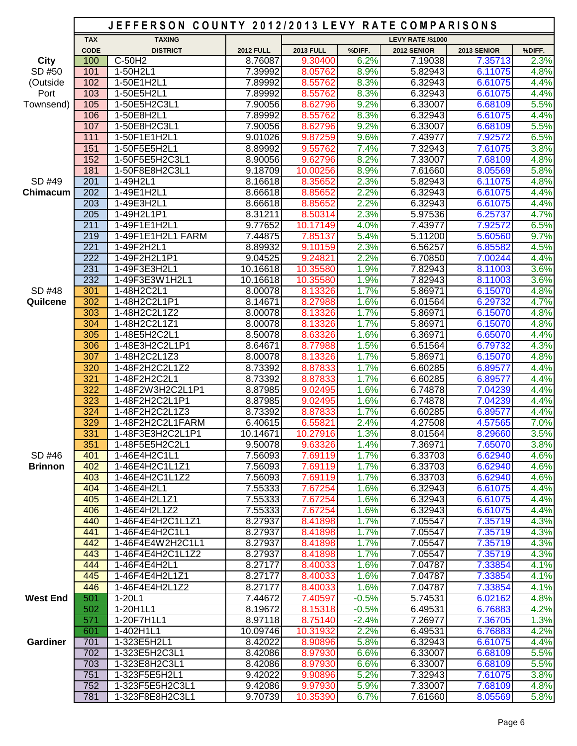# JEFFERSON COUNTY 2012/2013 LEVY RATE COMPARISONS

| | TAX CODE | TAXING DISTRICT | 2012 FULL | 2013 FULL | %DIFF. | 2012 SENIOR | 2013 SENIOR | %DIFF. |
|---|---|---|---|---|---|---|---|---|
| | | | LEVY RATE /$1000 | | | | | |
| City | 100 | C-50H2 | 8.76087 | 9.30400 | 6.2% | 7.19038 | 7.35713 | 2.3% |
| SD #50 (Outside Port Townsend) | 101 | 1-50H2L1 | 7.39992 | 8.05762 | 8.9% | 5.82943 | 6.11075 | 4.8% |
| | 102 | 1-50E1H2L1 | 7.89992 | 8.55762 | 8.3% | 6.32943 | 6.61075 | 4.4% |
| | 103 | 1-50E5H2L1 | 7.89992 | 8.55762 | 8.3% | 6.32943 | 6.61075 | 4.4% |
| | 105 | 1-50E5H2C3L1 | 7.90056 | 8.62796 | 9.2% | 6.33007 | 6.68109 | 5.5% |
| | 106 | 1-50E8H2L1 | 7.89992 | 8.55762 | 8.3% | 6.32943 | 6.61075 | 4.4% |
| | 107 | 1-50E8H2C3L1 | 7.90056 | 8.62796 | 9.2% | 6.33007 | 6.68109 | 5.5% |
| | 111 | 1-50F1E1H2L1 | 9.01026 | 9.87259 | 9.6% | 7.43977 | 7.92572 | 6.5% |
| | 151 | 1-50F5E5H2L1 | 8.89992 | 9.55762 | 7.4% | 7.32943 | 7.61075 | 3.8% |
| | 152 | 1-50F5E5H2C3L1 | 8.90056 | 9.62796 | 8.2% | 7.33007 | 7.68109 | 4.8% |
| | 181 | 1-50F8E8H2C3L1 | 9.18709 | 10.00256 | 8.9% | 7.61660 | 8.05569 | 5.8% |
| SD #49 Chimacum | 201 | 1-49H2L1 | 8.16618 | 8.35652 | 2.3% | 5.82943 | 6.11075 | 4.8% |
| | 202 | 1-49E1H2L1 | 8.66618 | 8.85652 | 2.2% | 6.32943 | 6.61075 | 4.4% |
| | 203 | 1-49E3H2L1 | 8.66618 | 8.85652 | 2.2% | 6.32943 | 6.61075 | 4.4% |
| | 205 | 1-49H2L1P1 | 8.31211 | 8.50314 | 2.3% | 5.97536 | 6.25737 | 4.7% |
| | 211 | 1-49F1E1H2L1 | 9.77652 | 10.17149 | 4.0% | 7.43977 | 7.92572 | 6.5% |
| | 219 | 1-49F1E1H2L1 FARM | 7.44875 | 7.85137 | 5.4% | 5.11200 | 5.60560 | 9.7% |
| | 221 | 1-49F2H2L1 | 8.89932 | 9.10159 | 2.3% | 6.56257 | 6.85582 | 4.5% |
| | 222 | 1-49F2H2L1P1 | 9.04525 | 9.24821 | 2.2% | 6.70850 | 7.00244 | 4.4% |
| | 231 | 1-49F3E3H2L1 | 10.16618 | 10.35580 | 1.9% | 7.82943 | 8.11003 | 3.6% |
| | 232 | 1-49F3E3W1H2L1 | 10.16618 | 10.35580 | 1.9% | 7.82943 | 8.11003 | 3.6% |
| SD #48 Quilcene | 301 | 1-48H2C2L1 | 8.00078 | 8.13326 | 1.7% | 5.86971 | 6.15070 | 4.8% |
| | 302 | 1-48H2C2L1P1 | 8.14671 | 8.27988 | 1.6% | 6.01564 | 6.29732 | 4.7% |
| | 303 | 1-48H2C2L1Z2 | 8.00078 | 8.13326 | 1.7% | 5.86971 | 6.15070 | 4.8% |
| | 304 | 1-48H2C2L1Z1 | 8.00078 | 8.13326 | 1.7% | 5.86971 | 6.15070 | 4.8% |
| | 305 | 1-48E5H2C2L1 | 8.50078 | 8.63326 | 1.6% | 6.36971 | 6.65070 | 4.4% |
| | 306 | 1-48E3H2C2L1P1 | 8.64671 | 8.77988 | 1.5% | 6.51564 | 6.79732 | 4.3% |
| | 307 | 1-48H2C2L1Z3 | 8.00078 | 8.13326 | 1.7% | 5.86971 | 6.15070 | 4.8% |
| | 320 | 1-48F2H2C2L1Z2 | 8.73392 | 8.87833 | 1.7% | 6.60285 | 6.89577 | 4.4% |
| | 321 | 1-48F2H2C2L1 | 8.73392 | 8.87833 | 1.7% | 6.60285 | 6.89577 | 4.4% |
| | 322 | 1-48F2W3H2C2L1P1 | 8.87985 | 9.02495 | 1.6% | 6.74878 | 7.04239 | 4.4% |
| | 323 | 1-48F2H2C2L1P1 | 8.87985 | 9.02495 | 1.6% | 6.74878 | 7.04239 | 4.4% |
| | 324 | 1-48F2H2C2L1Z3 | 8.73392 | 8.87833 | 1.7% | 6.60285 | 6.89577 | 4.4% |
| | 329 | 1-48F2H2C2L1FARM | 6.40615 | 6.55821 | 2.4% | 4.27508 | 4.57565 | 7.0% |
| | 331 | 1-48F3E3H2C2L1P1 | 10.14671 | 10.27916 | 1.3% | 8.01564 | 8.29660 | 3.5% |
| | 351 | 1-48F5E5H2C2L1 | 9.50078 | 9.63326 | 1.4% | 7.36971 | 7.65070 | 3.8% |
| SD #46 Brinnon | 401 | 1-46E4H2C1L1 | 7.56093 | 7.69119 | 1.7% | 6.33703 | 6.62940 | 4.6% |
| | 402 | 1-46E4H2C1L1Z1 | 7.56093 | 7.69119 | 1.7% | 6.33703 | 6.62940 | 4.6% |
| | 403 | 1-46E4H2C1L1Z2 | 7.56093 | 7.69119 | 1.7% | 6.33703 | 6.62940 | 4.6% |
| | 404 | 1-46E4H2L1 | 7.55333 | 7.67254 | 1.6% | 6.32943 | 6.61075 | 4.4% |
| | 405 | 1-46E4H2L1Z1 | 7.55333 | 7.67254 | 1.6% | 6.32943 | 6.61075 | 4.4% |
| | 406 | 1-46E4H2L1Z2 | 7.55333 | 7.67254 | 1.6% | 6.32943 | 6.61075 | 4.4% |
| | 440 | 1-46F4E4H2C1L1Z1 | 8.27937 | 8.41898 | 1.7% | 7.05547 | 7.35719 | 4.3% |
| | 441 | 1-46F4E4H2C1L1 | 8.27937 | 8.41898 | 1.7% | 7.05547 | 7.35719 | 4.3% |
| | 442 | 1-46F4E4W2H2C1L1 | 8.27937 | 8.41898 | 1.7% | 7.05547 | 7.35719 | 4.3% |
| | 443 | 1-46F4E4H2C1L1Z2 | 8.27937 | 8.41898 | 1.7% | 7.05547 | 7.35719 | 4.3% |
| | 444 | 1-46F4E4H2L1 | 8.27177 | 8.40033 | 1.6% | 7.04787 | 7.33854 | 4.1% |
| | 445 | 1-46F4E4H2L1Z1 | 8.27177 | 8.40033 | 1.6% | 7.04787 | 7.33854 | 4.1% |
| | 446 | 1-46F4E4H2L1Z2 | 8.27177 | 8.40033 | 1.6% | 7.04787 | 7.33854 | 4.1% |
| West End | 501 | 1-20L1 | 7.44672 | 7.40597 | -0.5% | 5.74531 | 6.02162 | 4.8% |
| | 502 | 1-20H1L1 | 8.19672 | 8.15318 | -0.5% | 6.49531 | 6.76883 | 4.2% |
| | 571 | 1-20F7H1L1 | 8.97118 | 8.75140 | -2.4% | 7.26977 | 7.36705 | 1.3% |
| | 601 | 1-402H1L1 | 10.09746 | 10.31932 | 2.2% | 6.49531 | 6.76883 | 4.2% |
| Gardiner | 701 | 1-323E5H2L1 | 8.42022 | 8.90896 | 5.8% | 6.32943 | 6.61075 | 4.4% |
| | 702 | 1-323E5H2C3L1 | 8.42086 | 8.97930 | 6.6% | 6.33007 | 6.68109 | 5.5% |
| | 703 | 1-323E8H2C3L1 | 8.42086 | 8.97930 | 6.6% | 6.33007 | 6.68109 | 5.5% |
| | 751 | 1-323F5E5H2L1 | 9.42022 | 9.90896 | 5.2% | 7.32943 | 7.61075 | 3.8% |
| | 752 | 1-323F5E5H2C3L1 | 9.42086 | 9.97930 | 5.9% | 7.33007 | 7.68109 | 4.8% |
| | 781 | 1-323F8E8H2C3L1 | 9.70739 | 10.35390 | 6.7% | 7.61660 | 8.05569 | 5.8% |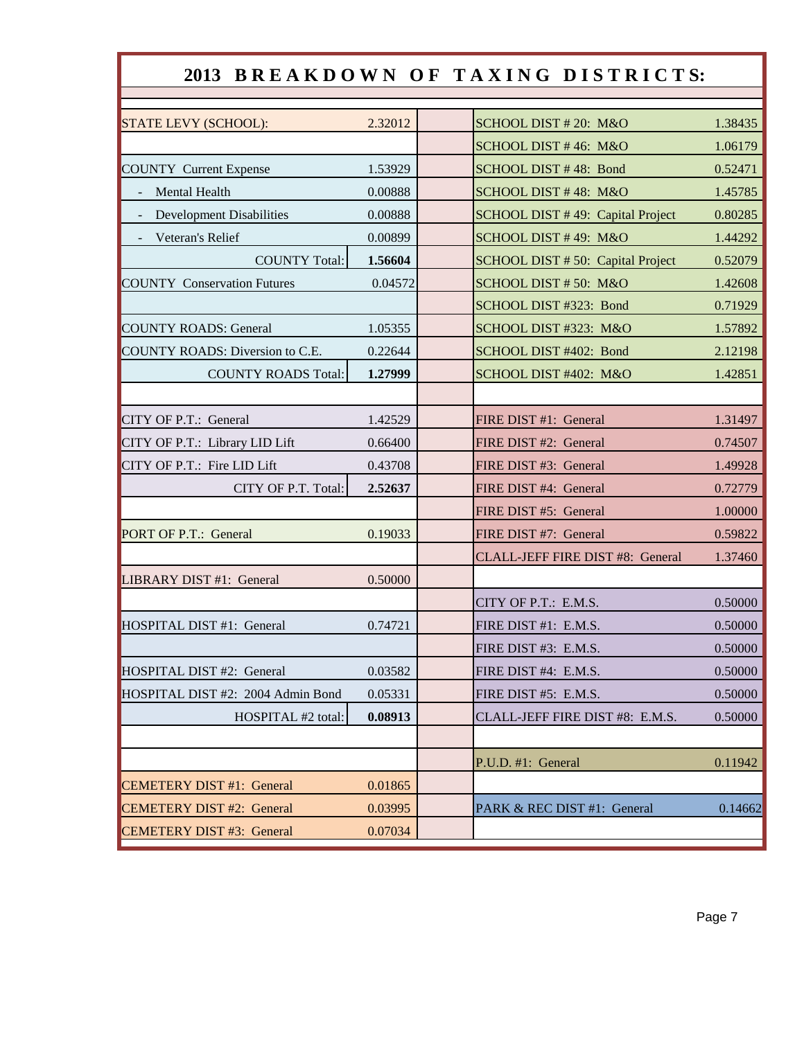# 2013 BREAKDOWN OF TAXING DISTRICTS:

| District | Rate | | District | Rate |
|---|---|---|---|---|
| STATE LEVY (SCHOOL): | 2.32012 | | SCHOOL DIST # 20: M&O | 1.38435 |
| | | | SCHOOL DIST # 46: M&O | 1.06179 |
| COUNTY Current Expense | 1.53929 | | SCHOOL DIST # 48: Bond | 0.52471 |
| - Mental Health | 0.00888 | | SCHOOL DIST # 48: M&O | 1.45785 |
| - Development Disabilities | 0.00888 | | SCHOOL DIST # 49: Capital Project | 0.80285 |
| - Veteran's Relief | 0.00899 | | SCHOOL DIST # 49: M&O | 1.44292 |
| COUNTY Total: | **1.56604** | | SCHOOL DIST # 50: Capital Project | 0.52079 |
| COUNTY Conservation Futures | 0.04572 | | SCHOOL DIST # 50: M&O | 1.42608 |
| | | | SCHOOL DIST #323: Bond | 0.71929 |
| COUNTY ROADS: General | 1.05355 | | SCHOOL DIST #323: M&O | 1.57892 |
| COUNTY ROADS: Diversion to C.E. | 0.22644 | | SCHOOL DIST #402: Bond | 2.12198 |
| COUNTY ROADS Total: | **1.27999** | | SCHOOL DIST #402: M&O | 1.42851 |
| | | | | |
| CITY OF P.T.: General | 1.42529 | | FIRE DIST #1: General | 1.31497 |
| CITY OF P.T.: Library LID Lift | 0.66400 | | FIRE DIST #2: General | 0.74507 |
| CITY OF P.T.: Fire LID Lift | 0.43708 | | FIRE DIST #3: General | 1.49928 |
| CITY OF P.T. Total: | **2.52637** | | FIRE DIST #4: General | 0.72779 |
| | | | FIRE DIST #5: General | 1.00000 |
| PORT OF P.T.: General | 0.19033 | | FIRE DIST #7: General | 0.59822 |
| | | | CLALL-JEFF FIRE DIST #8: General | 1.37460 |
| LIBRARY DIST #1: General | 0.50000 | | | |
| | | | CITY OF P.T.: E.M.S. | 0.50000 |
| HOSPITAL DIST #1: General | 0.74721 | | FIRE DIST #1: E.M.S. | 0.50000 |
| | | | FIRE DIST #3: E.M.S. | 0.50000 |
| HOSPITAL DIST #2: General | 0.03582 | | FIRE DIST #4: E.M.S. | 0.50000 |
| HOSPITAL DIST #2: 2004 Admin Bond | 0.05331 | | FIRE DIST #5: E.M.S. | 0.50000 |
| HOSPITAL #2 total: | **0.08913** | | CLALL-JEFF FIRE DIST #8: E.M.S. | 0.50000 |
| | | | | |
| | | | P.U.D. #1: General | 0.11942 |
| CEMETERY DIST #1: General | 0.01865 | | | |
| CEMETERY DIST #2: General | 0.03995 | | PARK & REC DIST #1: General | 0.14662 |
| CEMETERY DIST #3: General | 0.07034 | | | |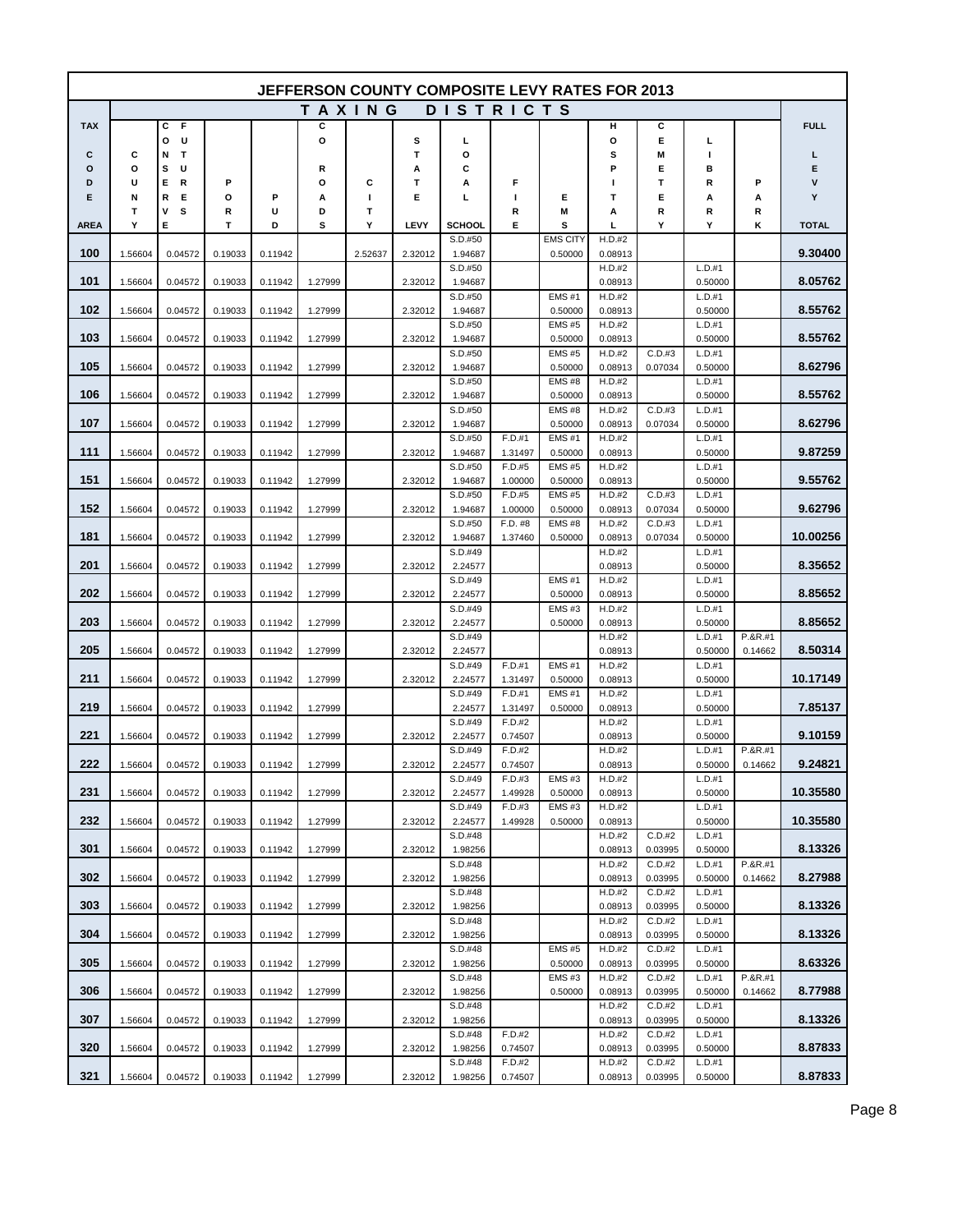# JEFFERSON COUNTY COMPOSITE LEVY RATES FOR 2013

## TAXING DISTRICTS

| TAX CODE AREA | COUNTY | CONFUSE COURSE | PORT | PUD | COUNTY ROADS | CITY | STATE LEVY | LOCAL SCHOOL | FIRE | EMS | HOSPITAL | CEMETERY | LIBRARY | PARK | FULL LEVY TOTAL |
|---|---|---|---|---|---|---|---|---|---|---|---|---|---|---|---|
| 100 | 1.56604 | 0.04572 | 0.19033 | 0.11942 | | 2.52637 | 2.32012 | S.D.#50 1.94687 | | EMS CITY 0.50000 | H.D.#2 0.08913 | | | | 9.30400 |
| 101 | 1.56604 | 0.04572 | 0.19033 | 0.11942 | 1.27999 | | 2.32012 | S.D.#50 1.94687 | | | H.D.#2 0.08913 | | L.D.#1 0.50000 | | 8.05762 |
| 102 | 1.56604 | 0.04572 | 0.19033 | 0.11942 | 1.27999 | | 2.32012 | S.D.#50 1.94687 | | EMS #1 0.50000 | H.D.#2 0.08913 | | L.D.#1 0.50000 | | 8.55762 |
| 103 | 1.56604 | 0.04572 | 0.19033 | 0.11942 | 1.27999 | | 2.32012 | S.D.#50 1.94687 | | EMS #5 0.50000 | H.D.#2 0.08913 | | L.D.#1 0.50000 | | 8.55762 |
| 105 | 1.56604 | 0.04572 | 0.19033 | 0.11942 | 1.27999 | | 2.32012 | S.D.#50 1.94687 | | EMS #5 0.50000 | H.D.#2 0.08913 | C.D.#3 0.07034 | L.D.#1 0.50000 | | 8.62796 |
| 106 | 1.56604 | 0.04572 | 0.19033 | 0.11942 | 1.27999 | | 2.32012 | S.D.#50 1.94687 | | EMS #8 0.50000 | H.D.#2 0.08913 | | L.D.#1 0.50000 | | 8.55762 |
| 107 | 1.56604 | 0.04572 | 0.19033 | 0.11942 | 1.27999 | | 2.32012 | S.D.#50 1.94687 | | EMS #8 0.50000 | H.D.#2 0.08913 | C.D.#3 0.07034 | L.D.#1 0.50000 | | 8.62796 |
| 111 | 1.56604 | 0.04572 | 0.19033 | 0.11942 | 1.27999 | | 2.32012 | S.D.#50 1.94687 | F.D.#1 1.31497 | EMS #1 0.50000 | H.D.#2 0.08913 | | L.D.#1 0.50000 | | 9.87259 |
| 151 | 1.56604 | 0.04572 | 0.19033 | 0.11942 | 1.27999 | | 2.32012 | S.D.#50 1.94687 | F.D.#5 1.00000 | EMS #5 0.50000 | H.D.#2 0.08913 | | L.D.#1 0.50000 | | 9.55762 |
| 152 | 1.56604 | 0.04572 | 0.19033 | 0.11942 | 1.27999 | | 2.32012 | S.D.#50 1.94687 | F.D.#5 1.00000 | EMS #5 0.50000 | H.D.#2 0.08913 | C.D.#3 0.07034 | L.D.#1 0.50000 | | 9.62796 |
| 181 | 1.56604 | 0.04572 | 0.19033 | 0.11942 | 1.27999 | | 2.32012 | S.D.#50 1.94687 | F.D. #8 1.37460 | EMS #8 0.50000 | H.D.#2 0.08913 | C.D.#3 0.07034 | L.D.#1 0.50000 | | 10.00256 |
| 201 | 1.56604 | 0.04572 | 0.19033 | 0.11942 | 1.27999 | | 2.32012 | S.D.#49 2.24577 | | | H.D.#2 0.08913 | | L.D.#1 0.50000 | | 8.35652 |
| 202 | 1.56604 | 0.04572 | 0.19033 | 0.11942 | 1.27999 | | 2.32012 | S.D.#49 2.24577 | | EMS #1 0.50000 | H.D.#2 0.08913 | | L.D.#1 0.50000 | | 8.85652 |
| 203 | 1.56604 | 0.04572 | 0.19033 | 0.11942 | 1.27999 | | 2.32012 | S.D.#49 2.24577 | | EMS #3 0.50000 | H.D.#2 0.08913 | | L.D.#1 0.50000 | | 8.85652 |
| 205 | 1.56604 | 0.04572 | 0.19033 | 0.11942 | 1.27999 | | 2.32012 | S.D.#49 2.24577 | | | H.D.#2 0.08913 | | L.D.#1 0.50000 | P.&R.#1 0.14662 | 8.50314 |
| 211 | 1.56604 | 0.04572 | 0.19033 | 0.11942 | 1.27999 | | 2.32012 | S.D.#49 2.24577 | F.D.#1 1.31497 | EMS #1 0.50000 | H.D.#2 0.08913 | | L.D.#1 0.50000 | | 10.17149 |
| 219 | 1.56604 | 0.04572 | 0.19033 | 0.11942 | 1.27999 | | | S.D.#49 2.24577 | F.D.#1 1.31497 | EMS #1 0.50000 | H.D.#2 0.08913 | | L.D.#1 0.50000 | | 7.85137 |
| 221 | 1.56604 | 0.04572 | 0.19033 | 0.11942 | 1.27999 | | 2.32012 | S.D.#49 2.24577 | F.D.#2 0.74507 | | H.D.#2 0.08913 | | L.D.#1 0.50000 | | 9.10159 |
| 222 | 1.56604 | 0.04572 | 0.19033 | 0.11942 | 1.27999 | | 2.32012 | S.D.#49 2.24577 | F.D.#2 0.74507 | | H.D.#2 0.08913 | | L.D.#1 0.50000 | P.&R.#1 0.14662 | 9.24821 |
| 231 | 1.56604 | 0.04572 | 0.19033 | 0.11942 | 1.27999 | | 2.32012 | S.D.#49 2.24577 | F.D.#3 1.49928 | EMS #3 0.50000 | H.D.#2 0.08913 | | L.D.#1 0.50000 | | 10.35580 |
| 232 | 1.56604 | 0.04572 | 0.19033 | 0.11942 | 1.27999 | | 2.32012 | S.D.#49 2.24577 | F.D.#3 1.49928 | EMS #3 0.50000 | H.D.#2 0.08913 | | L.D.#1 0.50000 | | 10.35580 |
| 301 | 1.56604 | 0.04572 | 0.19033 | 0.11942 | 1.27999 | | 2.32012 | S.D.#48 1.98256 | | | H.D.#2 0.08913 | C.D.#2 0.03995 | L.D.#1 0.50000 | | 8.13326 |
| 302 | 1.56604 | 0.04572 | 0.19033 | 0.11942 | 1.27999 | | 2.32012 | S.D.#48 1.98256 | | | H.D.#2 0.08913 | C.D.#2 0.03995 | L.D.#1 0.50000 | P.&R.#1 0.14662 | 8.27988 |
| 303 | 1.56604 | 0.04572 | 0.19033 | 0.11942 | 1.27999 | | 2.32012 | S.D.#48 1.98256 | | | H.D.#2 0.08913 | C.D.#2 0.03995 | L.D.#1 0.50000 | | 8.13326 |
| 304 | 1.56604 | 0.04572 | 0.19033 | 0.11942 | 1.27999 | | 2.32012 | S.D.#48 1.98256 | | | H.D.#2 0.08913 | C.D.#2 0.03995 | L.D.#1 0.50000 | | 8.13326 |
| 305 | 1.56604 | 0.04572 | 0.19033 | 0.11942 | 1.27999 | | 2.32012 | S.D.#48 1.98256 | | EMS #5 0.50000 | H.D.#2 0.08913 | C.D.#2 0.03995 | L.D.#1 0.50000 | | 8.63326 |
| 306 | 1.56604 | 0.04572 | 0.19033 | 0.11942 | 1.27999 | | 2.32012 | S.D.#48 1.98256 | | EMS #3 0.50000 | H.D.#2 0.08913 | C.D.#2 0.03995 | L.D.#1 0.50000 | P.&R.#1 0.14662 | 8.77988 |
| 307 | 1.56604 | 0.04572 | 0.19033 | 0.11942 | 1.27999 | | 2.32012 | S.D.#48 1.98256 | | | H.D.#2 0.08913 | C.D.#2 0.03995 | L.D.#1 0.50000 | | 8.13326 |
| 320 | 1.56604 | 0.04572 | 0.19033 | 0.11942 | 1.27999 | | 2.32012 | S.D.#48 1.98256 | F.D.#2 0.74507 | | H.D.#2 0.08913 | C.D.#2 0.03995 | L.D.#1 0.50000 | | 8.87833 |
| 321 | 1.56604 | 0.04572 | 0.19033 | 0.11942 | 1.27999 | | 2.32012 | S.D.#48 1.98256 | F.D.#2 0.74507 | | H.D.#2 0.08913 | C.D.#2 0.03995 | L.D.#1 0.50000 | | 8.87833 |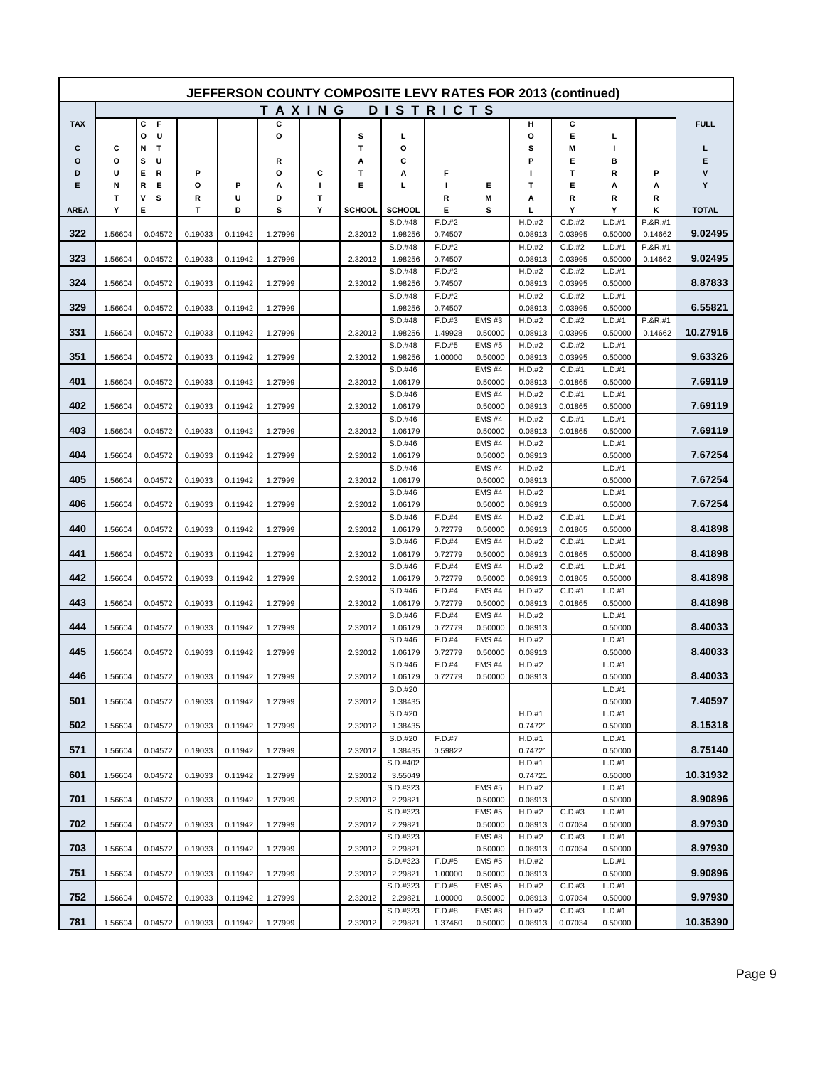# JEFFERSON COUNTY COMPOSITE LEVY RATES FOR 2013 (continued)

| TAX CODE AREA | COUNTY | CONSERVATION FUTURES | PORT | PUD | COUNTY ROADS | CITY | STATE SCHOOL | LOCAL SCHOOL | FIRE | EMS | HOSPITAL | CEMETERY | LIBRARY | PARK | FULL LEVY TOTAL |
|---|---|---|---|---|---|---|---|---|---|---|---|---|---|---|---|
| 322 | 1.56604 | 0.04572 | 0.19033 | 0.11942 | 1.27999 | | 2.32012 | S.D.#48 1.98256 | F.D.#2 0.74507 | | H.D.#2 0.08913 | C.D.#2 0.03995 | L.D.#1 0.50000 | P.&R.#1 0.14662 | 9.02495 |
| 323 | 1.56604 | 0.04572 | 0.19033 | 0.11942 | 1.27999 | | 2.32012 | S.D.#48 1.98256 | F.D.#2 0.74507 | | H.D.#2 0.08913 | C.D.#2 0.03995 | L.D.#1 0.50000 | P.&R.#1 0.14662 | 9.02495 |
| 324 | 1.56604 | 0.04572 | 0.19033 | 0.11942 | 1.27999 | | 2.32012 | S.D.#48 1.98256 | F.D.#2 0.74507 | | H.D.#2 0.08913 | C.D.#2 0.03995 | L.D.#1 0.50000 | | 8.87833 |
| 329 | 1.56604 | 0.04572 | 0.19033 | 0.11942 | 1.27999 | | | S.D.#48 1.98256 | F.D.#2 0.74507 | | H.D.#2 0.08913 | C.D.#2 0.03995 | L.D.#1 0.50000 | | 6.55821 |
| 331 | 1.56604 | 0.04572 | 0.19033 | 0.11942 | 1.27999 | | 2.32012 | S.D.#48 1.98256 | F.D.#3 1.49928 | EMS #3 0.50000 | H.D.#2 0.08913 | C.D.#2 0.03995 | L.D.#1 0.50000 | P.&R.#1 0.14662 | 10.27916 |
| 351 | 1.56604 | 0.04572 | 0.19033 | 0.11942 | 1.27999 | | 2.32012 | S.D.#48 1.98256 | F.D.#5 1.00000 | EMS #5 0.50000 | H.D.#2 0.08913 | C.D.#2 0.03995 | L.D.#1 0.50000 | | 9.63326 |
| 401 | 1.56604 | 0.04572 | 0.19033 | 0.11942 | 1.27999 | | 2.32012 | S.D.#46 1.06179 | | EMS #4 0.50000 | H.D.#2 0.08913 | C.D.#1 0.01865 | L.D.#1 0.50000 | | 7.69119 |
| 402 | 1.56604 | 0.04572 | 0.19033 | 0.11942 | 1.27999 | | 2.32012 | S.D.#46 1.06179 | | EMS #4 0.50000 | H.D.#2 0.08913 | C.D.#1 0.01865 | L.D.#1 0.50000 | | 7.69119 |
| 403 | 1.56604 | 0.04572 | 0.19033 | 0.11942 | 1.27999 | | 2.32012 | S.D.#46 1.06179 | | EMS #4 0.50000 | H.D.#2 0.08913 | C.D.#1 0.01865 | L.D.#1 0.50000 | | 7.69119 |
| 404 | 1.56604 | 0.04572 | 0.19033 | 0.11942 | 1.27999 | | 2.32012 | S.D.#46 1.06179 | | EMS #4 0.50000 | H.D.#2 0.08913 | | L.D.#1 0.50000 | | 7.67254 |
| 405 | 1.56604 | 0.04572 | 0.19033 | 0.11942 | 1.27999 | | 2.32012 | S.D.#46 1.06179 | | EMS #4 0.50000 | H.D.#2 0.08913 | | L.D.#1 0.50000 | | 7.67254 |
| 406 | 1.56604 | 0.04572 | 0.19033 | 0.11942 | 1.27999 | | 2.32012 | S.D.#46 1.06179 | | EMS #4 0.50000 | H.D.#2 0.08913 | | L.D.#1 0.50000 | | 7.67254 |
| 440 | 1.56604 | 0.04572 | 0.19033 | 0.11942 | 1.27999 | | 2.32012 | S.D.#46 1.06179 | F.D.#4 0.72779 | EMS #4 0.50000 | H.D.#2 0.08913 | C.D.#1 0.01865 | L.D.#1 0.50000 | | 8.41898 |
| 441 | 1.56604 | 0.04572 | 0.19033 | 0.11942 | 1.27999 | | 2.32012 | S.D.#46 1.06179 | F.D.#4 0.72779 | EMS #4 0.50000 | H.D.#2 0.08913 | C.D.#1 0.01865 | L.D.#1 0.50000 | | 8.41898 |
| 442 | 1.56604 | 0.04572 | 0.19033 | 0.11942 | 1.27999 | | 2.32012 | S.D.#46 1.06179 | F.D.#4 0.72779 | EMS #4 0.50000 | H.D.#2 0.08913 | C.D.#1 0.01865 | L.D.#1 0.50000 | | 8.41898 |
| 443 | 1.56604 | 0.04572 | 0.19033 | 0.11942 | 1.27999 | | 2.32012 | S.D.#46 1.06179 | F.D.#4 0.72779 | EMS #4 0.50000 | H.D.#2 0.08913 | C.D.#1 0.01865 | L.D.#1 0.50000 | | 8.41898 |
| 444 | 1.56604 | 0.04572 | 0.19033 | 0.11942 | 1.27999 | | 2.32012 | S.D.#46 1.06179 | F.D.#4 0.72779 | EMS #4 0.50000 | H.D.#2 0.08913 | | L.D.#1 0.50000 | | 8.40033 |
| 445 | 1.56604 | 0.04572 | 0.19033 | 0.11942 | 1.27999 | | 2.32012 | S.D.#46 1.06179 | F.D.#4 0.72779 | EMS #4 0.50000 | H.D.#2 0.08913 | | L.D.#1 0.50000 | | 8.40033 |
| 446 | 1.56604 | 0.04572 | 0.19033 | 0.11942 | 1.27999 | | 2.32012 | S.D.#46 1.06179 | F.D.#4 0.72779 | EMS #4 0.50000 | H.D.#2 0.08913 | | L.D.#1 0.50000 | | 8.40033 |
| 501 | 1.56604 | 0.04572 | 0.19033 | 0.11942 | 1.27999 | | 2.32012 | S.D.#20 1.38435 | | | | | L.D.#1 0.50000 | | 7.40597 |
| 502 | 1.56604 | 0.04572 | 0.19033 | 0.11942 | 1.27999 | | 2.32012 | S.D.#20 1.38435 | | | H.D.#1 0.74721 | | L.D.#1 0.50000 | | 8.15318 |
| 571 | 1.56604 | 0.04572 | 0.19033 | 0.11942 | 1.27999 | | 2.32012 | S.D.#20 1.38435 | F.D.#7 0.59822 | | H.D.#1 0.74721 | | L.D.#1 0.50000 | | 8.75140 |
| 601 | 1.56604 | 0.04572 | 0.19033 | 0.11942 | 1.27999 | | 2.32012 | S.D.#402 3.55049 | | | H.D.#1 0.74721 | | L.D.#1 0.50000 | | 10.31932 |
| 701 | 1.56604 | 0.04572 | 0.19033 | 0.11942 | 1.27999 | | 2.32012 | S.D.#323 2.29821 | | EMS #5 0.50000 | H.D.#2 0.08913 | | L.D.#1 0.50000 | | 8.90896 |
| 702 | 1.56604 | 0.04572 | 0.19033 | 0.11942 | 1.27999 | | 2.32012 | S.D.#323 2.29821 | | EMS #5 0.50000 | H.D.#2 0.08913 | C.D.#3 0.07034 | L.D.#1 0.50000 | | 8.97930 |
| 703 | 1.56604 | 0.04572 | 0.19033 | 0.11942 | 1.27999 | | 2.32012 | S.D.#323 2.29821 | | EMS #8 0.50000 | H.D.#2 0.08913 | C.D.#3 0.07034 | L.D.#1 0.50000 | | 8.97930 |
| 751 | 1.56604 | 0.04572 | 0.19033 | 0.11942 | 1.27999 | | 2.32012 | S.D.#323 2.29821 | F.D.#5 1.00000 | EMS #5 0.50000 | H.D.#2 0.08913 | | L.D.#1 0.50000 | | 9.90896 |
| 752 | 1.56604 | 0.04572 | 0.19033 | 0.11942 | 1.27999 | | 2.32012 | S.D.#323 2.29821 | F.D.#5 1.00000 | EMS #5 0.50000 | H.D.#2 0.08913 | C.D.#3 0.07034 | L.D.#1 0.50000 | | 9.97930 |
| 781 | 1.56604 | 0.04572 | 0.19033 | 0.11942 | 1.27999 | | 2.32012 | S.D.#323 2.29821 | F.D.#8 1.37460 | EMS #8 0.50000 | H.D.#2 0.08913 | C.D.#3 0.07034 | L.D.#1 0.50000 | | 10.35390 |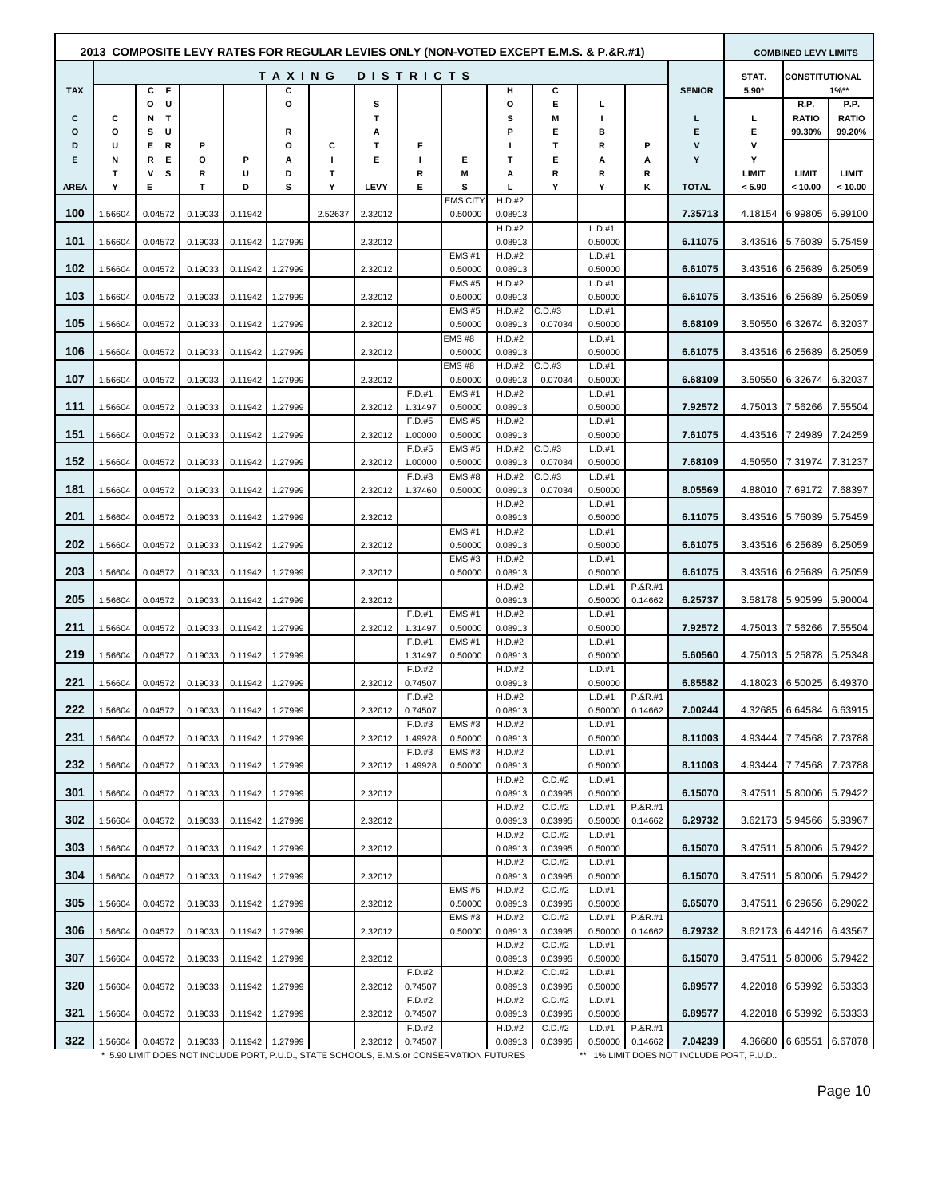## 2013 COMPOSITE LEVY RATES FOR REGULAR LEVIES ONLY (NON-VOTED EXCEPT E.M.S. & P.&R.#1)

| TAX CODE AREA | COUNTY | COUNTY FUTURES | PORT | PUD | COUNTY ROADS | CITY | STATE LEVY | FIRE | EMS | HOSPITAL | CEMETERY | LIBRARY | PARK | SENIOR LEVY TOTAL | STAT. 5.90* LEVY LIMIT < 5.90 | CONSTITUTIONAL 1%** R.P. RATIO 99.30% LIMIT < 10.00 | CONSTITUTIONAL 1%** P.P. RATIO 99.20% LIMIT < 10.00 |
|---|---|---|---|---|---|---|---|---|---|---|---|---|---|---|---|---|---|
| 100 | 1.56604 | 0.04572 | 0.19033 | 0.11942 | | 2.52637 | 2.32012 | | EMS CITY 0.50000 | H.D.#2 0.08913 | | | | 7.35713 | 4.18154 | 6.99805 | 6.99100 |
| 101 | 1.56604 | 0.04572 | 0.19033 | 0.11942 | 1.27999 | | 2.32012 | | | H.D.#2 0.08913 | | L.D.#1 0.50000 | | 6.11075 | 3.43516 | 5.76039 | 5.75459 |
| 102 | 1.56604 | 0.04572 | 0.19033 | 0.11942 | 1.27999 | | 2.32012 | | EMS #1 0.50000 | H.D.#2 0.08913 | | L.D.#1 0.50000 | | 6.61075 | 3.43516 | 6.25689 | 6.25059 |
| 103 | 1.56604 | 0.04572 | 0.19033 | 0.11942 | 1.27999 | | 2.32012 | | EMS #5 0.50000 | H.D.#2 0.08913 | | L.D.#1 0.50000 | | 6.61075 | 3.43516 | 6.25689 | 6.25059 |
| 105 | 1.56604 | 0.04572 | 0.19033 | 0.11942 | 1.27999 | | 2.32012 | | EMS #5 0.50000 | H.D.#2 0.08913 | C.D.#3 0.07034 | L.D.#1 0.50000 | | 6.68109 | 3.50550 | 6.32674 | 6.32037 |
| 106 | 1.56604 | 0.04572 | 0.19033 | 0.11942 | 1.27999 | | 2.32012 | | EMS #8 0.50000 | H.D.#2 0.08913 | | L.D.#1 0.50000 | | 6.61075 | 3.43516 | 6.25689 | 6.25059 |
| 107 | 1.56604 | 0.04572 | 0.19033 | 0.11942 | 1.27999 | | 2.32012 | | EMS #8 0.50000 | H.D.#2 0.08913 | C.D.#3 0.07034 | L.D.#1 0.50000 | | 6.68109 | 3.50550 | 6.32674 | 6.32037 |
| 111 | 1.56604 | 0.04572 | 0.19033 | 0.11942 | 1.27999 | | 2.32012 | F.D.#1 1.31497 | EMS #1 0.50000 | H.D.#2 0.08913 | | L.D.#1 0.50000 | | 7.92572 | 4.75013 | 7.56266 | 7.55504 |
| 151 | 1.56604 | 0.04572 | 0.19033 | 0.11942 | 1.27999 | | 2.32012 | F.D.#5 1.00000 | EMS #5 0.50000 | H.D.#2 0.08913 | | L.D.#1 0.50000 | | 7.61075 | 4.43516 | 7.24989 | 7.24259 |
| 152 | 1.56604 | 0.04572 | 0.19033 | 0.11942 | 1.27999 | | 2.32012 | F.D.#5 1.00000 | EMS #5 0.50000 | H.D.#2 0.08913 | C.D.#3 0.07034 | L.D.#1 0.50000 | | 7.68109 | 4.50550 | 7.31974 | 7.31237 |
| 181 | 1.56604 | 0.04572 | 0.19033 | 0.11942 | 1.27999 | | 2.32012 | F.D.#8 1.37460 | EMS #8 0.50000 | H.D.#2 0.08913 | C.D.#3 0.07034 | L.D.#1 0.50000 | | 8.05569 | 4.88010 | 7.69172 | 7.68397 |
| 201 | 1.56604 | 0.04572 | 0.19033 | 0.11942 | 1.27999 | | 2.32012 | | | H.D.#2 0.08913 | | L.D.#1 0.50000 | | 6.11075 | 3.43516 | 5.76039 | 5.75459 |
| 202 | 1.56604 | 0.04572 | 0.19033 | 0.11942 | 1.27999 | | 2.32012 | | EMS #1 0.50000 | H.D.#2 0.08913 | | L.D.#1 0.50000 | | 6.61075 | 3.43516 | 6.25689 | 6.25059 |
| 203 | 1.56604 | 0.04572 | 0.19033 | 0.11942 | 1.27999 | | 2.32012 | | EMS #3 0.50000 | H.D.#2 0.08913 | | L.D.#1 0.50000 | | 6.61075 | 3.43516 | 6.25689 | 6.25059 |
| 205 | 1.56604 | 0.04572 | 0.19033 | 0.11942 | 1.27999 | | 2.32012 | | | H.D.#2 0.08913 | | L.D.#1 0.50000 | P.&R.#1 0.14662 | 6.25737 | 3.58178 | 5.90599 | 5.90004 |
| 211 | 1.56604 | 0.04572 | 0.19033 | 0.11942 | 1.27999 | | 2.32012 | F.D.#1 1.31497 | EMS #1 0.50000 | H.D.#2 0.08913 | | L.D.#1 0.50000 | | 7.92572 | 4.75013 | 7.56266 | 7.55504 |
| 219 | 1.56604 | 0.04572 | 0.19033 | 0.11942 | 1.27999 | | | F.D.#1 1.31497 | EMS #1 0.50000 | H.D.#2 0.08913 | | L.D.#1 0.50000 | | 5.60560 | 4.75013 | 5.25878 | 5.25348 |
| 221 | 1.56604 | 0.04572 | 0.19033 | 0.11942 | 1.27999 | | 2.32012 | F.D.#2 0.74507 | | H.D.#2 0.08913 | | L.D.#1 0.50000 | | 6.85582 | 4.18023 | 6.50025 | 6.49370 |
| 222 | 1.56604 | 0.04572 | 0.19033 | 0.11942 | 1.27999 | | 2.32012 | F.D.#2 0.74507 | | H.D.#2 0.08913 | | L.D.#1 0.50000 | P.&R.#1 0.14662 | 7.00244 | 4.32685 | 6.64584 | 6.63915 |
| 231 | 1.56604 | 0.04572 | 0.19033 | 0.11942 | 1.27999 | | 2.32012 | F.D.#3 1.49928 | EMS #3 0.50000 | H.D.#2 0.08913 | | L.D.#1 0.50000 | | 8.11003 | 4.93444 | 7.74568 | 7.73788 |
| 232 | 1.56604 | 0.04572 | 0.19033 | 0.11942 | 1.27999 | | 2.32012 | F.D.#3 1.49928 | EMS #3 0.50000 | H.D.#2 0.08913 | | L.D.#1 0.50000 | | 8.11003 | 4.93444 | 7.74568 | 7.73788 |
| 301 | 1.56604 | 0.04572 | 0.19033 | 0.11942 | 1.27999 | | 2.32012 | | | H.D.#2 0.08913 | C.D.#2 0.03995 | L.D.#1 0.50000 | | 6.15070 | 3.47511 | 5.80006 | 5.79422 |
| 302 | 1.56604 | 0.04572 | 0.19033 | 0.11942 | 1.27999 | | 2.32012 | | | H.D.#2 0.08913 | C.D.#2 0.03995 | L.D.#1 0.50000 | P.&R.#1 0.14662 | 6.29732 | 3.62173 | 5.94566 | 5.93967 |
| 303 | 1.56604 | 0.04572 | 0.19033 | 0.11942 | 1.27999 | | 2.32012 | | | H.D.#2 0.08913 | C.D.#2 0.03995 | L.D.#1 0.50000 | | 6.15070 | 3.47511 | 5.80006 | 5.79422 |
| 304 | 1.56604 | 0.04572 | 0.19033 | 0.11942 | 1.27999 | | 2.32012 | | | H.D.#2 0.08913 | C.D.#2 0.03995 | L.D.#1 0.50000 | | 6.15070 | 3.47511 | 5.80006 | 5.79422 |
| 305 | 1.56604 | 0.04572 | 0.19033 | 0.11942 | 1.27999 | | 2.32012 | | EMS #5 0.50000 | H.D.#2 0.08913 | C.D.#2 0.03995 | L.D.#1 0.50000 | | 6.65070 | 3.47511 | 6.29656 | 6.29022 |
| 306 | 1.56604 | 0.04572 | 0.19033 | 0.11942 | 1.27999 | | 2.32012 | | EMS #3 0.50000 | H.D.#2 0.08913 | C.D.#2 0.03995 | L.D.#1 0.50000 | P.&R.#1 0.14662 | 6.79732 | 3.62173 | 6.44216 | 6.43567 |
| 307 | 1.56604 | 0.04572 | 0.19033 | 0.11942 | 1.27999 | | 2.32012 | | | H.D.#2 0.08913 | C.D.#2 0.03995 | L.D.#1 0.50000 | | 6.15070 | 3.47511 | 5.80006 | 5.79422 |
| 320 | 1.56604 | 0.04572 | 0.19033 | 0.11942 | 1.27999 | | 2.32012 | F.D.#2 0.74507 | | H.D.#2 0.08913 | C.D.#2 0.03995 | L.D.#1 0.50000 | | 6.89577 | 4.22018 | 6.53992 | 6.53333 |
| 321 | 1.56604 | 0.04572 | 0.19033 | 0.11942 | 1.27999 | | 2.32012 | F.D.#2 0.74507 | | H.D.#2 0.08913 | C.D.#2 0.03995 | L.D.#1 0.50000 | | 6.89577 | 4.22018 | 6.53992 | 6.53333 |
| 322 | 1.56604 | 0.04572 | 0.19033 | 0.11942 | 1.27999 | | 2.32012 | F.D.#2 0.74507 | | H.D.#2 0.08913 | C.D.#2 0.03995 | L.D.#1 0.50000 | P.&R.#1 0.14662 | 7.04239 | 4.36680 | 6.68551 | 6.67878 |

\* 5.90 LIMIT DOES NOT INCLUDE PORT, P.U.D., STATE SCHOOLS, E.M.S.or CONSERVATION FUTURES

\*\* 1% LIMIT DOES NOT INCLUDE PORT, P.U.D..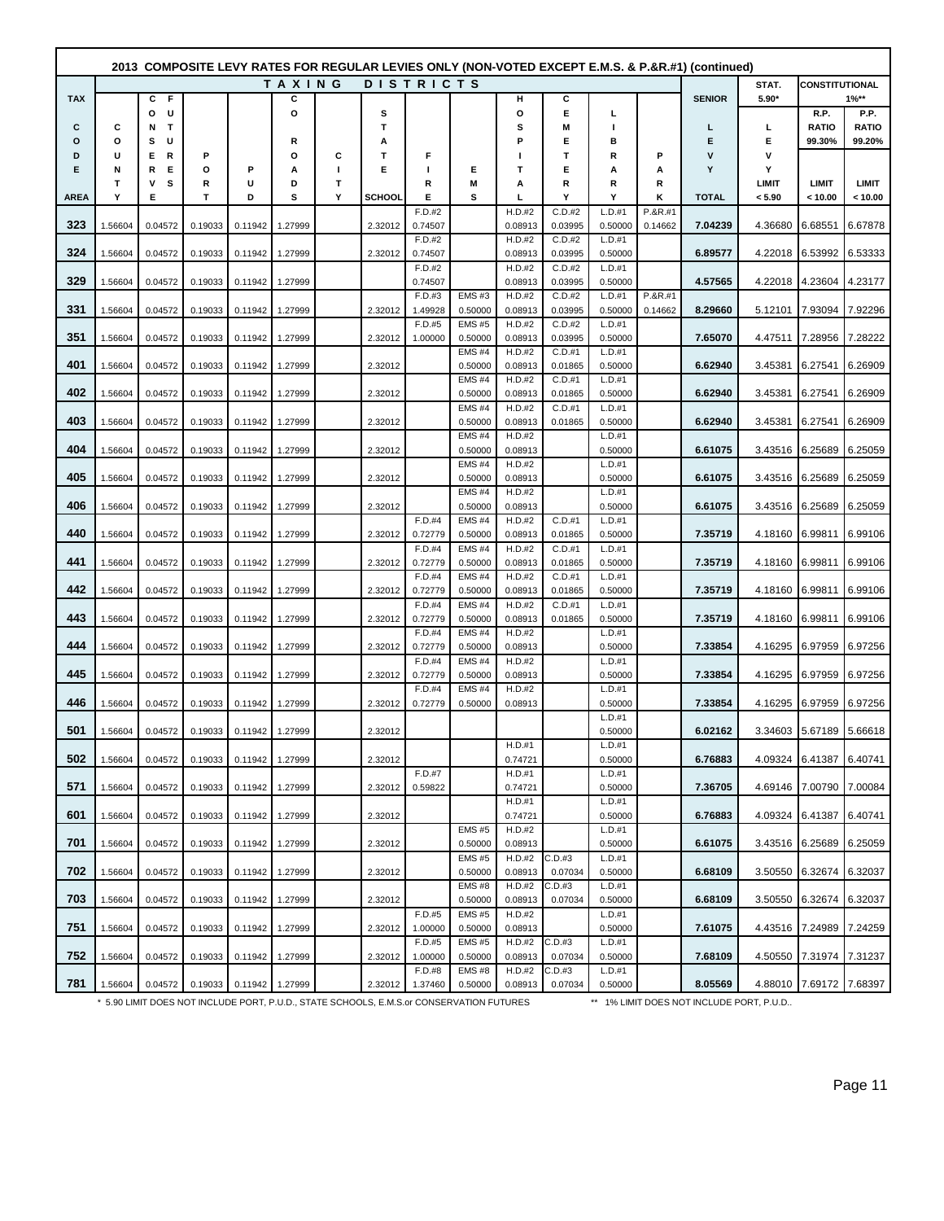## 2013 COMPOSITE LEVY RATES FOR REGULAR LEVIES ONLY (NON-VOTED EXCEPT E.M.S. & P.&R.#1) (continued)

| TAX CODE AREA | TAXING DISTRICTS | | | | | | | | | | | | | SENIOR LEVY TOTAL | STAT. 5.90* | CONSTITUTIONAL 1%** | |
|---|---|---|---|---|---|---|---|---|---|---|---|---|---|---|---|---|---|
| | COUNTY | CONSERVE FUTURES | PORT | PUD | ROADS | CITY | STATE SCHOOL | FIRE | EMS | HOSPITAL | CEMETERY | LIBRARY | PARK | | LEVY LIMIT < 5.90 | R.P. RATIO 99.30% LIMIT < 10.00 | P.P. RATIO 99.20% LIMIT < 10.00 |
| 323 | 1.56604 | 0.04572 | 0.19033 | 0.11942 | 1.27999 | | 2.32012 | F.D.#2 0.74507 | | H.D.#2 0.08913 | C.D.#2 0.03995 | L.D.#1 0.50000 | P.&R.#1 0.14662 | 7.04239 | 4.36680 | 6.68551 | 6.67878 |
| 324 | 1.56604 | 0.04572 | 0.19033 | 0.11942 | 1.27999 | | 2.32012 | F.D.#2 0.74507 | | H.D.#2 0.08913 | C.D.#2 0.03995 | L.D.#1 0.50000 | | 6.89577 | 4.22018 | 6.53992 | 6.53333 |
| 329 | 1.56604 | 0.04572 | 0.19033 | 0.11942 | 1.27999 | | | F.D.#2 0.74507 | | H.D.#2 0.08913 | C.D.#2 0.03995 | L.D.#1 0.50000 | | 4.57565 | 4.22018 | 4.23604 | 4.23177 |
| 331 | 1.56604 | 0.04572 | 0.19033 | 0.11942 | 1.27999 | | 2.32012 | F.D.#3 1.49928 | EMS #3 0.50000 | H.D.#2 0.08913 | C.D.#2 0.03995 | L.D.#1 0.50000 | P.&R.#1 0.14662 | 8.29660 | 5.12101 | 7.93094 | 7.92296 |
| 351 | 1.56604 | 0.04572 | 0.19033 | 0.11942 | 1.27999 | | 2.32012 | F.D.#5 1.00000 | EMS #5 0.50000 | H.D.#2 0.08913 | C.D.#2 0.03995 | L.D.#1 0.50000 | | 7.65070 | 4.47511 | 7.28956 | 7.28222 |
| 401 | 1.56604 | 0.04572 | 0.19033 | 0.11942 | 1.27999 | | 2.32012 | | EMS #4 0.50000 | H.D.#2 0.08913 | C.D.#1 0.01865 | L.D.#1 0.50000 | | 6.62940 | 3.45381 | 6.27541 | 6.26909 |
| 402 | 1.56604 | 0.04572 | 0.19033 | 0.11942 | 1.27999 | | 2.32012 | | EMS #4 0.50000 | H.D.#2 0.08913 | C.D.#1 0.01865 | L.D.#1 0.50000 | | 6.62940 | 3.45381 | 6.27541 | 6.26909 |
| 403 | 1.56604 | 0.04572 | 0.19033 | 0.11942 | 1.27999 | | 2.32012 | | EMS #4 0.50000 | H.D.#2 0.08913 | C.D.#1 0.01865 | L.D.#1 0.50000 | | 6.62940 | 3.45381 | 6.27541 | 6.26909 |
| 404 | 1.56604 | 0.04572 | 0.19033 | 0.11942 | 1.27999 | | 2.32012 | | EMS #4 0.50000 | H.D.#2 0.08913 | | L.D.#1 0.50000 | | 6.61075 | 3.43516 | 6.25689 | 6.25059 |
| 405 | 1.56604 | 0.04572 | 0.19033 | 0.11942 | 1.27999 | | 2.32012 | | EMS #4 0.50000 | H.D.#2 0.08913 | | L.D.#1 0.50000 | | 6.61075 | 3.43516 | 6.25689 | 6.25059 |
| 406 | 1.56604 | 0.04572 | 0.19033 | 0.11942 | 1.27999 | | 2.32012 | | EMS #4 0.50000 | H.D.#2 0.08913 | | L.D.#1 0.50000 | | 6.61075 | 3.43516 | 6.25689 | 6.25059 |
| 440 | 1.56604 | 0.04572 | 0.19033 | 0.11942 | 1.27999 | | 2.32012 | F.D.#4 0.72779 | EMS #4 0.50000 | H.D.#2 0.08913 | C.D.#1 0.01865 | L.D.#1 0.50000 | | 7.35719 | 4.18160 | 6.99811 | 6.99106 |
| 441 | 1.56604 | 0.04572 | 0.19033 | 0.11942 | 1.27999 | | 2.32012 | F.D.#4 0.72779 | EMS #4 0.50000 | H.D.#2 0.08913 | C.D.#1 0.01865 | L.D.#1 0.50000 | | 7.35719 | 4.18160 | 6.99811 | 6.99106 |
| 442 | 1.56604 | 0.04572 | 0.19033 | 0.11942 | 1.27999 | | 2.32012 | F.D.#4 0.72779 | EMS #4 0.50000 | H.D.#2 0.08913 | C.D.#1 0.01865 | L.D.#1 0.50000 | | 7.35719 | 4.18160 | 6.99811 | 6.99106 |
| 443 | 1.56604 | 0.04572 | 0.19033 | 0.11942 | 1.27999 | | 2.32012 | F.D.#4 0.72779 | EMS #4 0.50000 | H.D.#2 0.08913 | C.D.#1 0.01865 | L.D.#1 0.50000 | | 7.35719 | 4.18160 | 6.99811 | 6.99106 |
| 444 | 1.56604 | 0.04572 | 0.19033 | 0.11942 | 1.27999 | | 2.32012 | F.D.#4 0.72779 | EMS #4 0.50000 | H.D.#2 0.08913 | | L.D.#1 0.50000 | | 7.33854 | 4.16295 | 6.97959 | 6.97256 |
| 445 | 1.56604 | 0.04572 | 0.19033 | 0.11942 | 1.27999 | | 2.32012 | F.D.#4 0.72779 | EMS #4 0.50000 | H.D.#2 0.08913 | | L.D.#1 0.50000 | | 7.33854 | 4.16295 | 6.97959 | 6.97256 |
| 446 | 1.56604 | 0.04572 | 0.19033 | 0.11942 | 1.27999 | | 2.32012 | F.D.#4 0.72779 | EMS #4 0.50000 | H.D.#2 0.08913 | | L.D.#1 0.50000 | | 7.33854 | 4.16295 | 6.97959 | 6.97256 |
| 501 | 1.56604 | 0.04572 | 0.19033 | 0.11942 | 1.27999 | | 2.32012 | | | | | L.D.#1 0.50000 | | 6.02162 | 3.34603 | 5.67189 | 5.66618 |
| 502 | 1.56604 | 0.04572 | 0.19033 | 0.11942 | 1.27999 | | 2.32012 | | | H.D.#1 0.74721 | | L.D.#1 0.50000 | | 6.76883 | 4.09324 | 6.41387 | 6.40741 |
| 571 | 1.56604 | 0.04572 | 0.19033 | 0.11942 | 1.27999 | | 2.32012 | F.D.#7 0.59822 | | H.D.#1 0.74721 | | L.D.#1 0.50000 | | 7.36705 | 4.69146 | 7.00790 | 7.00084 |
| 601 | 1.56604 | 0.04572 | 0.19033 | 0.11942 | 1.27999 | | 2.32012 | | | H.D.#1 0.74721 | | L.D.#1 0.50000 | | 6.76883 | 4.09324 | 6.41387 | 6.40741 |
| 701 | 1.56604 | 0.04572 | 0.19033 | 0.11942 | 1.27999 | | 2.32012 | | EMS #5 0.50000 | H.D.#2 0.08913 | | L.D.#1 0.50000 | | 6.61075 | 3.43516 | 6.25689 | 6.25059 |
| 702 | 1.56604 | 0.04572 | 0.19033 | 0.11942 | 1.27999 | | 2.32012 | | EMS #5 0.50000 | H.D.#2 0.08913 | C.D.#3 0.07034 | L.D.#1 0.50000 | | 6.68109 | 3.50550 | 6.32674 | 6.32037 |
| 703 | 1.56604 | 0.04572 | 0.19033 | 0.11942 | 1.27999 | | 2.32012 | | EMS #8 0.50000 | H.D.#2 0.08913 | C.D.#3 0.07034 | L.D.#1 0.50000 | | 6.68109 | 3.50550 | 6.32674 | 6.32037 |
| 751 | 1.56604 | 0.04572 | 0.19033 | 0.11942 | 1.27999 | | 2.32012 | F.D.#5 1.00000 | EMS #5 0.50000 | H.D.#2 0.08913 | | L.D.#1 0.50000 | | 7.61075 | 4.43516 | 7.24989 | 7.24259 |
| 752 | 1.56604 | 0.04572 | 0.19033 | 0.11942 | 1.27999 | | 2.32012 | F.D.#5 1.00000 | EMS #5 0.50000 | H.D.#2 0.08913 | C.D.#3 0.07034 | L.D.#1 0.50000 | | 7.68109 | 4.50550 | 7.31974 | 7.31237 |
| 781 | 1.56604 | 0.04572 | 0.19033 | 0.11942 | 1.27999 | | 2.32012 | F.D.#8 1.37460 | EMS #8 0.50000 | H.D.#2 0.08913 | C.D.#3 0.07034 | L.D.#1 0.50000 | | 8.05569 | 4.88010 | 7.69172 | 7.68397 |

\* 5.90 LIMIT DOES NOT INCLUDE PORT, P.U.D., STATE SCHOOLS, E.M.S.or CONSERVATION FUTURES

** 1% LIMIT DOES NOT INCLUDE PORT, P.U.D..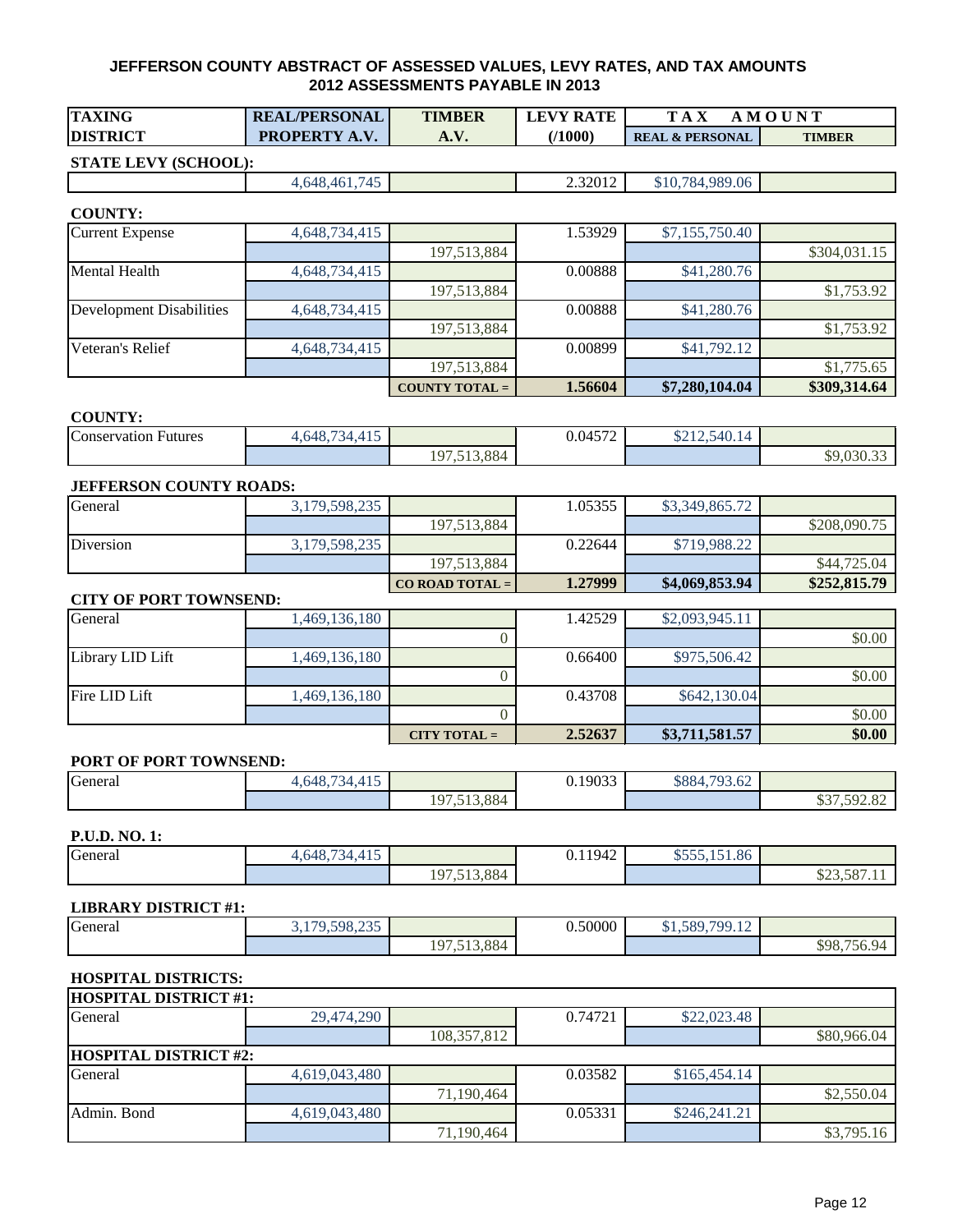# JEFFERSON COUNTY ABSTRACT OF ASSESSED VALUES, LEVY RATES, AND TAX AMOUNTS
## 2012 ASSESSMENTS PAYABLE IN 2013

| TAXING DISTRICT | REAL/PERSONAL PROPERTY A.V. | TIMBER A.V. | LEVY RATE (/1000) | TAX AMOUNT REAL & PERSONAL | TAX AMOUNT TIMBER |
|---|---|---|---|---|---|
| **STATE LEVY (SCHOOL):** | | | | | |
| | 4,648,461,745 | | 2.32012 | $10,784,989.06 | |
| **COUNTY:** | | | | | |
| Current Expense | 4,648,734,415 | | 1.53929 | $7,155,750.40 | |
| | | 197,513,884 | | | $304,031.15 |
| Mental Health | 4,648,734,415 | | 0.00888 | $41,280.76 | |
| | | 197,513,884 | | | $1,753.92 |
| Development Disabilities | 4,648,734,415 | | 0.00888 | $41,280.76 | |
| | | 197,513,884 | | | $1,753.92 |
| Veteran's Relief | 4,648,734,415 | | 0.00899 | $41,792.12 | |
| | | 197,513,884 | | | $1,775.65 |
| | | **COUNTY TOTAL =** | **1.56604** | **$7,280,104.04** | **$309,314.64** |
| **COUNTY:** | | | | | |
| Conservation Futures | 4,648,734,415 | | 0.04572 | $212,540.14 | |
| | | 197,513,884 | | | $9,030.33 |
| **JEFFERSON COUNTY ROADS:** | | | | | |
| General | 3,179,598,235 | | 1.05355 | $3,349,865.72 | |
| | | 197,513,884 | | | $208,090.75 |
| Diversion | 3,179,598,235 | | 0.22644 | $719,988.22 | |
| | | 197,513,884 | | | $44,725.04 |
| | | **CO ROAD TOTAL =** | **1.27999** | **$4,069,853.94** | **$252,815.79** |
| **CITY OF PORT TOWNSEND:** | | | | | |
| General | 1,469,136,180 | | 1.42529 | $2,093,945.11 | |
| | | 0 | | | $0.00 |
| Library LID Lift | 1,469,136,180 | | 0.66400 | $975,506.42 | |
| | | 0 | | | $0.00 |
| Fire LID Lift | 1,469,136,180 | | 0.43708 | $642,130.04 | |
| | | 0 | | | $0.00 |
| | | **CITY TOTAL =** | **2.52637** | **$3,711,581.57** | **$0.00** |
| **PORT OF PORT TOWNSEND:** | | | | | |
| General | 4,648,734,415 | | 0.19033 | $884,793.62 | |
| | | 197,513,884 | | | $37,592.82 |
| **P.U.D. NO. 1:** | | | | | |
| General | 4,648,734,415 | | 0.11942 | $555,151.86 | |
| | | 197,513,884 | | | $23,587.11 |
| **LIBRARY DISTRICT #1:** | | | | | |
| General | 3,179,598,235 | | 0.50000 | $1,589,799.12 | |
| | | 197,513,884 | | | $98,756.94 |
| **HOSPITAL DISTRICTS:** | | | | | |
| **HOSPITAL DISTRICT #1:** | | | | | |
| General | 29,474,290 | | 0.74721 | $22,023.48 | |
| | | 108,357,812 | | | $80,966.04 |
| **HOSPITAL DISTRICT #2:** | | | | | |
| General | 4,619,043,480 | | 0.03582 | $165,454.14 | |
| | | 71,190,464 | | | $2,550.04 |
| Admin. Bond | 4,619,043,480 | | 0.05331 | $246,241.21 | |
| | | 71,190,464 | | | $3,795.16 |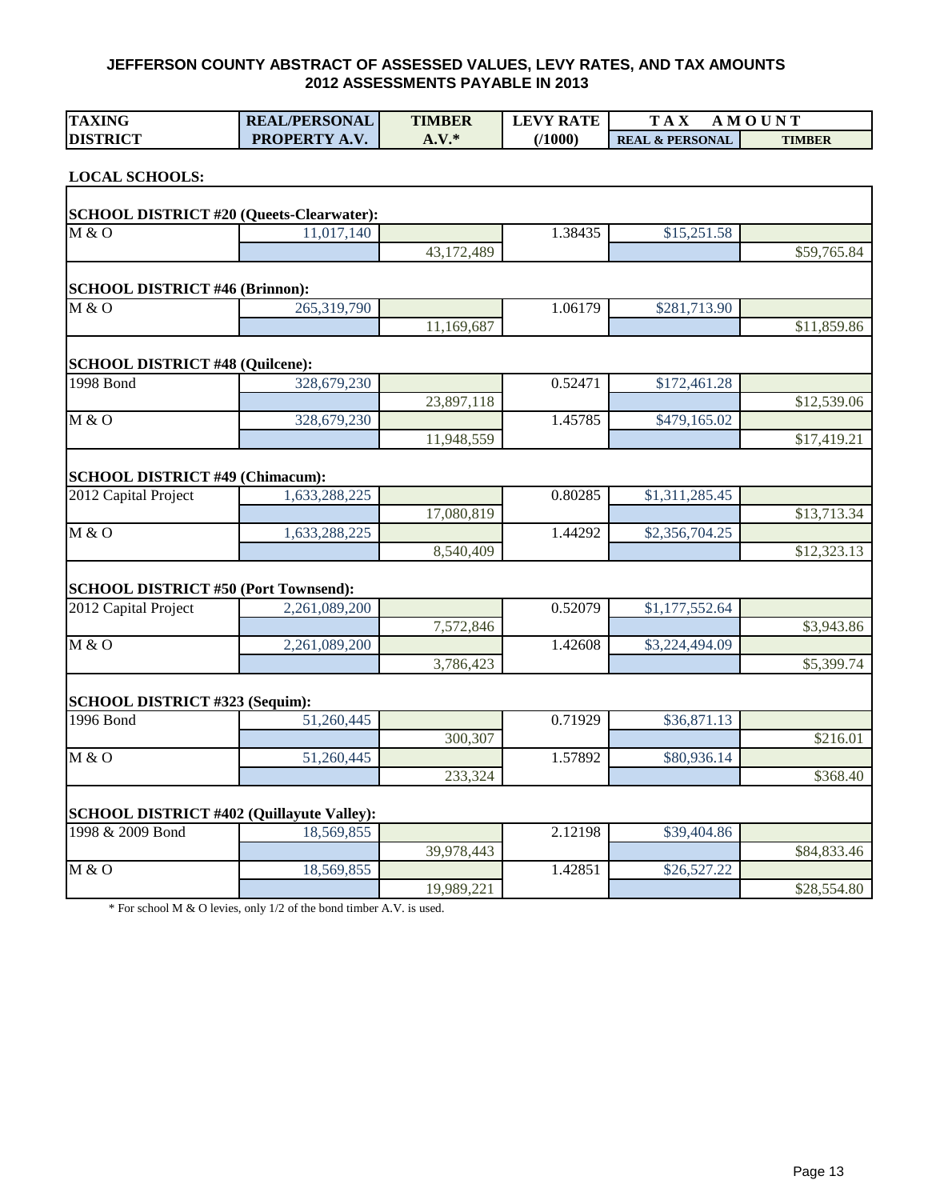# JEFFERSON COUNTY ABSTRACT OF ASSESSED VALUES, LEVY RATES, AND TAX AMOUNTS
## 2012 ASSESSMENTS PAYABLE IN 2013

| TAXING DISTRICT | REAL/PERSONAL PROPERTY A.V. | TIMBER A.V.* | LEVY RATE (/1000) | TAX AMOUNT REAL & PERSONAL | TAX AMOUNT TIMBER |
|---|---|---|---|---|---|
| **LOCAL SCHOOLS:** | | | | | |
| **SCHOOL DISTRICT #20 (Queets-Clearwater):** | | | | | |
| M & O | 11,017,140 | | 1.38435 | $15,251.58 | |
| | | 43,172,489 | | | $59,765.84 |
| **SCHOOL DISTRICT #46 (Brinnon):** | | | | | |
| M & O | 265,319,790 | | 1.06179 | $281,713.90 | |
| | | 11,169,687 | | | $11,859.86 |
| **SCHOOL DISTRICT #48 (Quilcene):** | | | | | |
| 1998 Bond | 328,679,230 | | 0.52471 | $172,461.28 | |
| | | 23,897,118 | | | $12,539.06 |
| M & O | 328,679,230 | | 1.45785 | $479,165.02 | |
| | | 11,948,559 | | | $17,419.21 |
| **SCHOOL DISTRICT #49 (Chimacum):** | | | | | |
| 2012 Capital Project | 1,633,288,225 | | 0.80285 | $1,311,285.45 | |
| | | 17,080,819 | | | $13,713.34 |
| M & O | 1,633,288,225 | | 1.44292 | $2,356,704.25 | |
| | | 8,540,409 | | | $12,323.13 |
| **SCHOOL DISTRICT #50 (Port Townsend):** | | | | | |
| 2012 Capital Project | 2,261,089,200 | | 0.52079 | $1,177,552.64 | |
| | | 7,572,846 | | | $3,943.86 |
| M & O | 2,261,089,200 | | 1.42608 | $3,224,494.09 | |
| | | 3,786,423 | | | $5,399.74 |
| **SCHOOL DISTRICT #323 (Sequim):** | | | | | |
| 1996 Bond | 51,260,445 | | 0.71929 | $36,871.13 | |
| | | 300,307 | | | $216.01 |
| M & O | 51,260,445 | | 1.57892 | $80,936.14 | |
| | | 233,324 | | | $368.40 |
| **SCHOOL DISTRICT #402 (Quillayute Valley):** | | | | | |
| 1998 & 2009 Bond | 18,569,855 | | 2.12198 | $39,404.86 | |
| | | 39,978,443 | | | $84,833.46 |
| M & O | 18,569,855 | | 1.42851 | $26,527.22 | |
| | | 19,989,221 | | | $28,554.80 |

* For school M & O levies, only 1/2 of the bond timber A.V. is used.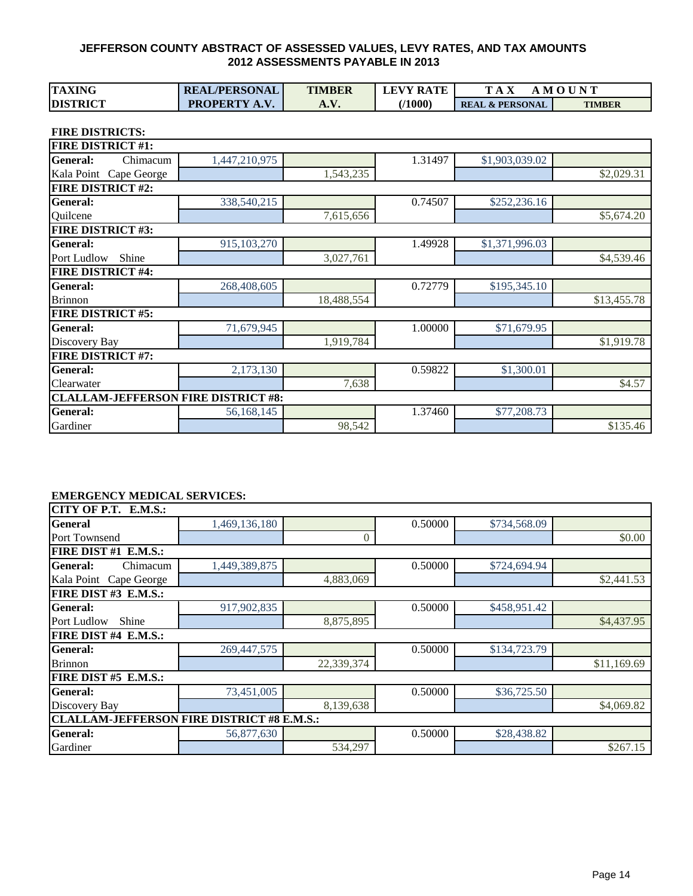# JEFFERSON COUNTY ABSTRACT OF ASSESSED VALUES, LEVY RATES, AND TAX AMOUNTS
## 2012 ASSESSMENTS PAYABLE IN 2013

| TAXING DISTRICT | REAL/PERSONAL PROPERTY A.V. | TIMBER A.V. | LEVY RATE (/1000) | TAX AMOUNT REAL & PERSONAL | TAX AMOUNT TIMBER |
|---|---|---|---|---|---|
| **FIRE DISTRICTS:** | | | | | |
| **FIRE DISTRICT #1:** | | | | | |
| **General:** Chimacum | 1,447,210,975 | | 1.31497 | $1,903,039.02 | |
| Kala Point Cape George | | 1,543,235 | | | $2,029.31 |
| **FIRE DISTRICT #2:** | | | | | |
| **General:** | 338,540,215 | | 0.74507 | $252,236.16 | |
| Quilcene | | 7,615,656 | | | $5,674.20 |
| **FIRE DISTRICT #3:** | | | | | |
| **General:** | 915,103,270 | | 1.49928 | $1,371,996.03 | |
| Port Ludlow Shine | | 3,027,761 | | | $4,539.46 |
| **FIRE DISTRICT #4:** | | | | | |
| **General:** | 268,408,605 | | 0.72779 | $195,345.10 | |
| Brinnon | | 18,488,554 | | | $13,455.78 |
| **FIRE DISTRICT #5:** | | | | | |
| **General:** | 71,679,945 | | 1.00000 | $71,679.95 | |
| Discovery Bay | | 1,919,784 | | | $1,919.78 |
| **FIRE DISTRICT #7:** | | | | | |
| **General:** | 2,173,130 | | 0.59822 | $1,300.01 | |
| Clearwater | | 7,638 | | | $4.57 |
| **CLALLAM-JEFFERSON FIRE DISTRICT #8:** | | | | | |
| **General:** | 56,168,145 | | 1.37460 | $77,208.73 | |
| Gardiner | | 98,542 | | | $135.46 |

| TAXING DISTRICT | REAL/PERSONAL PROPERTY A.V. | TIMBER A.V. | LEVY RATE (/1000) | TAX AMOUNT REAL & PERSONAL | TAX AMOUNT TIMBER |
|---|---|---|---|---|---|
| **EMERGENCY MEDICAL SERVICES:** | | | | | |
| **CITY OF P.T. E.M.S.:** | | | | | |
| **General** | 1,469,136,180 | | 0.50000 | $734,568.09 | |
| Port Townsend | | 0 | | | $0.00 |
| **FIRE DIST #1 E.M.S.:** | | | | | |
| **General:** Chimacum | 1,449,389,875 | | 0.50000 | $724,694.94 | |
| Kala Point Cape George | | 4,883,069 | | | $2,441.53 |
| **FIRE DIST #3 E.M.S.:** | | | | | |
| **General:** | 917,902,835 | | 0.50000 | $458,951.42 | |
| Port Ludlow Shine | | 8,875,895 | | | $4,437.95 |
| **FIRE DIST #4 E.M.S.:** | | | | | |
| **General:** | 269,447,575 | | 0.50000 | $134,723.79 | |
| Brinnon | | 22,339,374 | | | $11,169.69 |
| **FIRE DIST #5 E.M.S.:** | | | | | |
| **General:** | 73,451,005 | | 0.50000 | $36,725.50 | |
| Discovery Bay | | 8,139,638 | | | $4,069.82 |
| **CLALLAM-JEFFERSON FIRE DISTRICT #8 E.M.S.:** | | | | | |
| **General:** | 56,877,630 | | 0.50000 | $28,438.82 | |
| Gardiner | | 534,297 | | | $267.15 |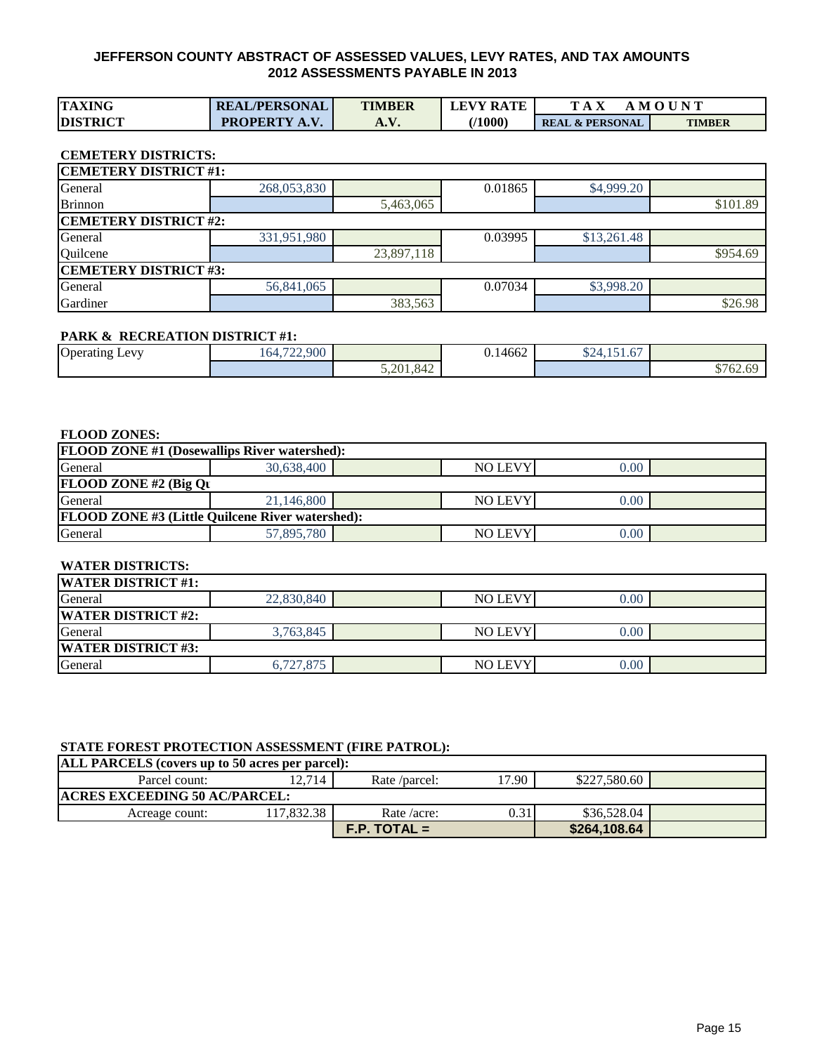# JEFFERSON COUNTY ABSTRACT OF ASSESSED VALUES, LEVY RATES, AND TAX AMOUNTS
## 2012 ASSESSMENTS PAYABLE IN 2013

| TAXING DISTRICT | REAL/PERSONAL PROPERTY A.V. | TIMBER A.V. | LEVY RATE (/1000) | TAX AMOUNT REAL & PERSONAL | TAX AMOUNT TIMBER |
|---|---|---|---|---|---|
| **CEMETERY DISTRICTS:** | | | | | |
| **CEMETERY DISTRICT #1:** | | | | | |
| General | 268,053,830 | | 0.01865 | $4,999.20 | |
| Brinnon | | 5,463,065 | | | $101.89 |
| **CEMETERY DISTRICT #2:** | | | | | |
| General | 331,951,980 | | 0.03995 | $13,261.48 | |
| Quilcene | | 23,897,118 | | | $954.69 |
| **CEMETERY DISTRICT #3:** | | | | | |
| General | 56,841,065 | | 0.07034 | $3,998.20 | |
| Gardiner | | 383,563 | | | $26.98 |
| **PARK & RECREATION DISTRICT #1:** | | | | | |
| Operating Levy | 164,722,900 | | 0.14662 | $24,151.67 | |
| | | 5,201,842 | | | $762.69 |
| **FLOOD ZONES:** | | | | | |
| **FLOOD ZONE #1 (Dosewallips River watershed):** | | | | | |
| General | 30,638,400 | | NO LEVY | 0.00 | |
| **FLOOD ZONE #2 (Big Qu** | | | | | |
| General | 21,146,800 | | NO LEVY | 0.00 | |
| **FLOOD ZONE #3 (Little Quilcene River watershed):** | | | | | |
| General | 57,895,780 | | NO LEVY | 0.00 | |
| **WATER DISTRICTS:** | | | | | |
| **WATER DISTRICT #1:** | | | | | |
| General | 22,830,840 | | NO LEVY | 0.00 | |
| **WATER DISTRICT #2:** | | | | | |
| General | 3,763,845 | | NO LEVY | 0.00 | |
| **WATER DISTRICT #3:** | | | | | |
| General | 6,727,875 | | NO LEVY | 0.00 | |

**STATE FOREST PROTECTION ASSESSMENT (FIRE PATROL):**

| | | | | | |
|---|---|---|---|---|---|
| **ALL PARCELS (covers up to 50 acres per parcel):** | | | | | |
| Parcel count: | 12,714 | Rate /parcel: | 17.90 | $227,580.60 | |
| **ACRES EXCEEDING 50 AC/PARCEL:** | | | | | |
| Acreage count: | 117,832.38 | Rate /acre: | 0.31 | $36,528.04 | |
| | | **F.P. TOTAL =** | | **$264,108.64** | |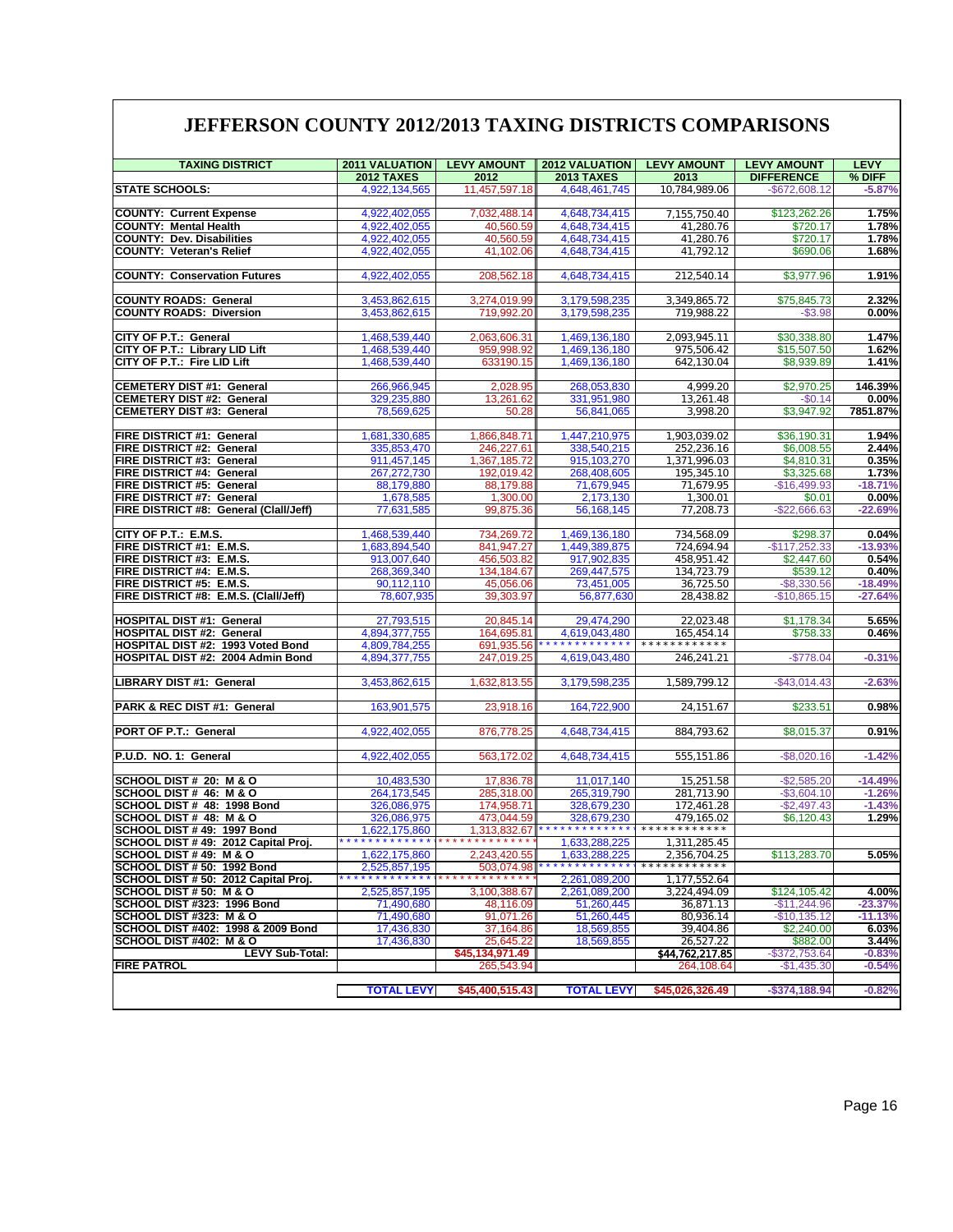# JEFFERSON COUNTY 2012/2013 TAXING DISTRICTS COMPARISONS

| TAXING DISTRICT | 2011 VALUATION 2012 TAXES | LEVY AMOUNT 2012 | 2012 VALUATION 2013 TAXES | LEVY AMOUNT 2013 | LEVY AMOUNT DIFFERENCE | LEVY % DIFF |
|---|---|---|---|---|---|---|
| STATE SCHOOLS: | 4,922,134,565 | 11,457,597.18 | 4,648,461,745 | 10,784,989.06 | -$672,608.12 | -5.87% |
| | | | | | | |
| COUNTY: Current Expense | 4,922,402,055 | 7,032,488.14 | 4,648,734,415 | 7,155,750.40 | $123,262.26 | 1.75% |
| COUNTY: Mental Health | 4,922,402,055 | 40,560.59 | 4,648,734,415 | 41,280.76 | $720.17 | 1.78% |
| COUNTY: Dev. Disabilities | 4,922,402,055 | 40,560.59 | 4,648,734,415 | 41,280.76 | $720.17 | 1.78% |
| COUNTY: Veteran's Relief | 4,922,402,055 | 41,102.06 | 4,648,734,415 | 41,792.12 | $690.06 | 1.68% |
| | | | | | | |
| COUNTY: Conservation Futures | 4,922,402,055 | 208,562.18 | 4,648,734,415 | 212,540.14 | $3,977.96 | 1.91% |
| | | | | | | |
| COUNTY ROADS: General | 3,453,862,615 | 3,274,019.99 | 3,179,598,235 | 3,349,865.72 | $75,845.73 | 2.32% |
| COUNTY ROADS: Diversion | 3,453,862,615 | 719,992.20 | 3,179,598,235 | 719,988.22 | -$3.98 | 0.00% |
| | | | | | | |
| CITY OF P.T.: General | 1,468,539,440 | 2,063,606.31 | 1,469,136,180 | 2,093,945.11 | $30,338.80 | 1.47% |
| CITY OF P.T.: Library LID Lift | 1,468,539,440 | 959,998.92 | 1,469,136,180 | 975,506.42 | $15,507.50 | 1.62% |
| CITY OF P.T.: Fire LID Lift | 1,468,539,440 | 633190.15 | 1,469,136,180 | 642,130.04 | $8,939.89 | 1.41% |
| | | | | | | |
| CEMETERY DIST #1: General | 266,966,945 | 2,028.95 | 268,053,830 | 4,999.20 | $2,970.25 | 146.39% |
| CEMETERY DIST #2: General | 329,235,880 | 13,261.62 | 331,951,980 | 13,261.48 | -$0.14 | 0.00% |
| CEMETERY DIST #3: General | 78,569,625 | 50.28 | 56,841,065 | 3,998.20 | $3,947.92 | 7851.87% |
| | | | | | | |
| FIRE DISTRICT #1: General | 1,681,330,685 | 1,866,848.71 | 1,447,210,975 | 1,903,039.02 | $36,190.31 | 1.94% |
| FIRE DISTRICT #2: General | 335,853,470 | 246,227.61 | 338,540,215 | 252,236.16 | $6,008.55 | 2.44% |
| FIRE DISTRICT #3: General | 911,457,145 | 1,367,185.72 | 915,103,270 | 1,371,996.03 | $4,810.31 | 0.35% |
| FIRE DISTRICT #4: General | 267,272,730 | 192,019.42 | 268,408,605 | 195,345.10 | $3,325.68 | 1.73% |
| FIRE DISTRICT #5: General | 88,179,880 | 88,179.88 | 71,679,945 | 71,679.95 | -$16,499.93 | -18.71% |
| FIRE DISTRICT #7: General | 1,678,585 | 1,300.00 | 2,173,130 | 1,300.01 | $0.01 | 0.00% |
| FIRE DISTRICT #8: General (Clall/Jeff) | 77,631,585 | 99,875.36 | 56,168,145 | 77,208.73 | -$22,666.63 | -22.69% |
| | | | | | | |
| CITY OF P.T.: E.M.S. | 1,468,539,440 | 734,269.72 | 1,469,136,180 | 734,568.09 | $298.37 | 0.04% |
| FIRE DISTRICT #1: E.M.S. | 1,683,894,540 | 841,947.27 | 1,449,389,875 | 724,694.94 | -$117,252.33 | -13.93% |
| FIRE DISTRICT #3: E.M.S. | 913,007,640 | 456,503.82 | 917,902,835 | 458,951.42 | $2,447.60 | 0.54% |
| FIRE DISTRICT #4: E.M.S. | 268,369,340 | 134,184.67 | 269,447,575 | 134,723.79 | $539.12 | 0.40% |
| FIRE DISTRICT #5: E.M.S. | 90,112,110 | 45,056.06 | 73,451,005 | 36,725.50 | -$8,330.56 | -18.49% |
| FIRE DISTRICT #8: E.M.S. (Clall/Jeff) | 78,607,935 | 39,303.97 | 56,877,630 | 28,438.82 | -$10,865.15 | -27.64% |
| | | | | | | |
| HOSPITAL DIST #1: General | 27,793,515 | 20,845.14 | 29,474,290 | 22,023.48 | $1,178.34 | 5.65% |
| HOSPITAL DIST #2: General | 4,894,377,755 | 164,695.81 | 4,619,043,480 | 165,454.14 | $758.33 | 0.46% |
| HOSPITAL DIST #2: 1993 Voted Bond | 4,809,784,255 | 691,935.56 | ************* | ************ | | |
| HOSPITAL DIST #2: 2004 Admin Bond | 4,894,377,755 | 247,019.25 | 4,619,043,480 | 246,241.21 | -$778.04 | -0.31% |
| | | | | | | |
| LIBRARY DIST #1: General | 3,453,862,615 | 1,632,813.55 | 3,179,598,235 | 1,589,799.12 | -$43,014.43 | -2.63% |
| | | | | | | |
| PARK & REC DIST #1: General | 163,901,575 | 23,918.16 | 164,722,900 | 24,151.67 | $233.51 | 0.98% |
| | | | | | | |
| PORT OF P.T.: General | 4,922,402,055 | 876,778.25 | 4,648,734,415 | 884,793.62 | $8,015.37 | 0.91% |
| | | | | | | |
| P.U.D. NO. 1: General | 4,922,402,055 | 563,172.02 | 4,648,734,415 | 555,151.86 | -$8,020.16 | -1.42% |
| | | | | | | |
| SCHOOL DIST # 20: M & O | 10,483,530 | 17,836.78 | 11,017,140 | 15,251.58 | -$2,585.20 | -14.49% |
| SCHOOL DIST # 46: M & O | 264,173,545 | 285,318.00 | 265,319,790 | 281,713.90 | -$3,604.10 | -1.26% |
| SCHOOL DIST # 48: 1998 Bond | 326,086,975 | 174,958.71 | 328,679,230 | 172,461.28 | -$2,497.43 | -1.43% |
| SCHOOL DIST # 48: M & O | 326,086,975 | 473,044.59 | 328,679,230 | 479,165.02 | $6,120.43 | 1.29% |
| SCHOOL DIST # 49: 1997 Bond | 1,622,175,860 | 1,313,832.67 | ************* | ************ | | |
| SCHOOL DIST # 49: 2012 Capital Proj. | ************* | ************* | 1,633,288,225 | 1,311,285.45 | | |
| SCHOOL DIST # 49: M & O | 1,622,175,860 | 2,243,420.55 | 1,633,288,225 | 2,356,704.25 | $113,283.70 | 5.05% |
| SCHOOL DIST # 50: 1992 Bond | 2,525,857,195 | 503,074.98 | ************* | ************ | | |
| SCHOOL DIST # 50: 2012 Capital Proj. | ************* | ************* | 2,261,089,200 | 1,177,552.64 | | |
| SCHOOL DIST # 50: M & O | 2,525,857,195 | 3,100,388.67 | 2,261,089,200 | 3,224,494.09 | $124,105.42 | 4.00% |
| SCHOOL DIST #323: 1996 Bond | 71,490,680 | 48,116.09 | 51,260,445 | 36,871.13 | -$11,244.96 | -23.37% |
| SCHOOL DIST #323: M & O | 71,490,680 | 91,071.26 | 51,260,445 | 80,936.14 | -$10,135.12 | -11.13% |
| SCHOOL DIST #402: 1998 & 2009 Bond | 17,436,830 | 37,164.86 | 18,569,855 | 39,404.86 | $2,240.00 | 6.03% |
| SCHOOL DIST #402: M & O | 17,436,830 | 25,645.22 | 18,569,855 | 26,527.22 | $882.00 | 3.44% |
| LEVY Sub-Total: | | $45,134,971.49 | | $44,762,217.85 | -$372,753.64 | -0.83% |
| FIRE PATROL | | 265,543.94 | | 264,108.64 | -$1,435.30 | -0.54% |
| | | | | | | |
| | TOTAL LEVY | $45,400,515.43 | TOTAL LEVY | $45,026,326.49 | -$374,188.94 | -0.82% |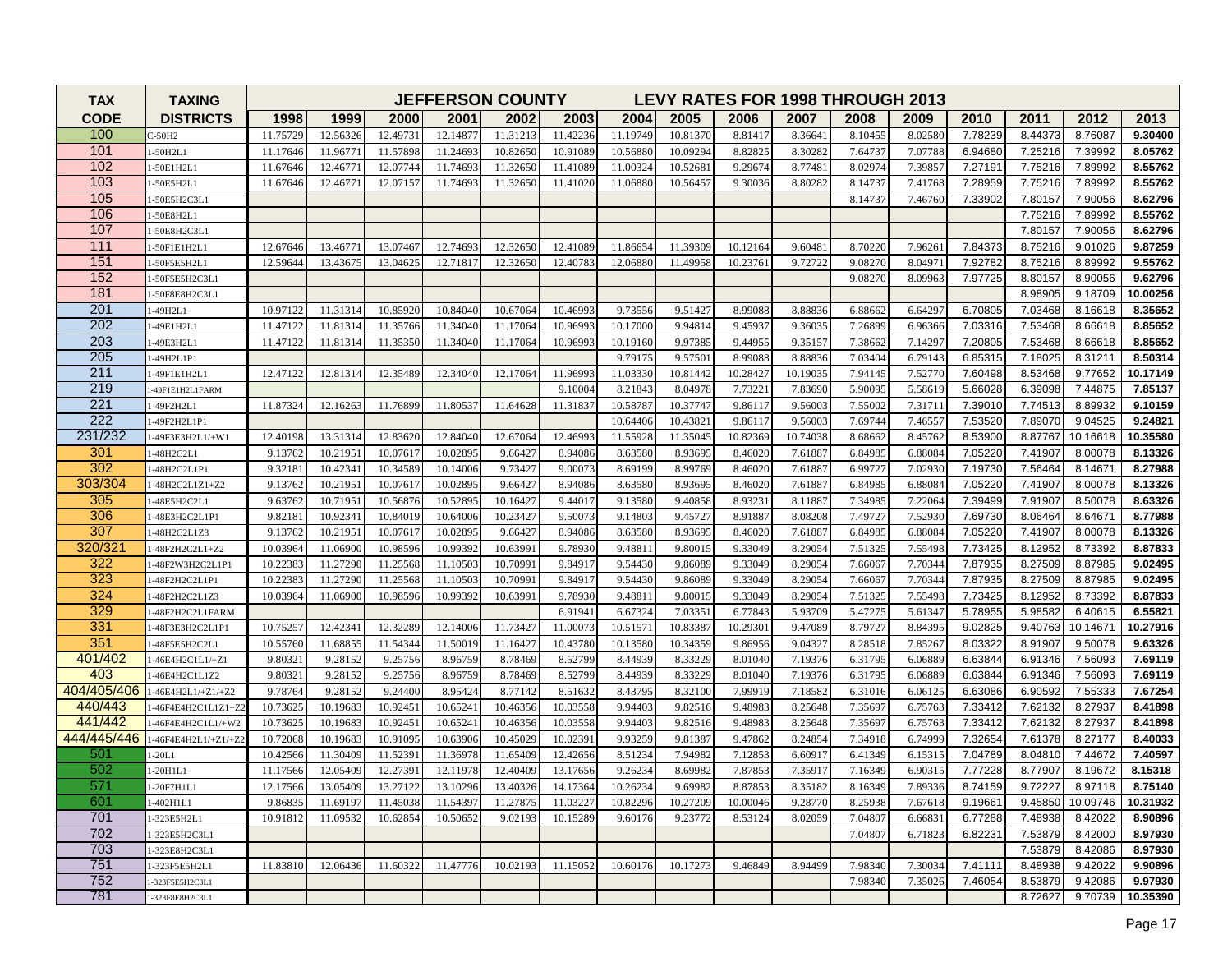| TAX CODE | TAXING DISTRICTS | JEFFERSON COUNTY LEVY RATES FOR 1998 THROUGH 2013 | | | | | | | | | | | | | | | |
|---|---|---|---|---|---|---|---|---|---|---|---|---|---|---|---|---|---|
| | | 1998 | 1999 | 2000 | 2001 | 2002 | 2003 | 2004 | 2005 | 2006 | 2007 | 2008 | 2009 | 2010 | 2011 | 2012 | 2013 |
| 100 | C-50H2 | 11.75729 | 12.56326 | 12.49731 | 12.14877 | 11.31213 | 11.42236 | 11.19749 | 10.81370 | 8.81417 | 8.36641 | 8.10455 | 8.02580 | 7.78239 | 8.44373 | 8.76087 | **9.30400** |
| 101 | 1-50H2L1 | 11.17646 | 11.96771 | 11.57898 | 11.24693 | 10.82650 | 10.91089 | 10.56880 | 10.09294 | 8.82825 | 8.30282 | 7.64737 | 7.07788 | 6.94680 | 7.25216 | 7.39992 | **8.05762** |
| 102 | 1-50E1H2L1 | 11.67646 | 12.46771 | 12.07744 | 11.74693 | 11.32650 | 11.41089 | 11.00324 | 10.52681 | 9.29674 | 8.77481 | 8.02974 | 7.39857 | 7.27191 | 7.75216 | 7.89992 | **8.55762** |
| 103 | 1-50E5H2L1 | 11.67646 | 12.46771 | 12.07157 | 11.74693 | 11.32650 | 11.41020 | 11.06880 | 10.56457 | 9.30036 | 8.80282 | 8.14737 | 7.41768 | 7.28959 | 7.75216 | 7.89992 | **8.55762** |
| 105 | 1-50E5H2C3L1 | | | | | | | | | | | 8.14737 | 7.46760 | 7.33902 | 7.80157 | 7.90056 | **8.62796** |
| 106 | 1-50E8H2L1 | | | | | | | | | | | | | | 7.75216 | 7.89992 | **8.55762** |
| 107 | 1-50E8H2C3L1 | | | | | | | | | | | | | | 7.80157 | 7.90056 | **8.62796** |
| 111 | 1-50F1E1H2L1 | 12.67646 | 13.46771 | 13.07467 | 12.74693 | 12.32650 | 12.41089 | 11.86654 | 11.39309 | 10.12164 | 9.60481 | 8.70220 | 7.96261 | 7.84373 | 8.75216 | 9.01026 | **9.87259** |
| 151 | 1-50F5E5H2L1 | 12.59644 | 13.43675 | 13.04625 | 12.71817 | 12.32650 | 12.40783 | 12.06880 | 11.49958 | 10.23761 | 9.72722 | 9.08270 | 8.04971 | 7.92782 | 8.75216 | 8.89992 | **9.55762** |
| 152 | 1-50F5E5H2C3L1 | | | | | | | | | | | 9.08270 | 8.09963 | 7.97725 | 8.80157 | 8.90056 | **9.62796** |
| 181 | 1-50F8E8H2C3L1 | | | | | | | | | | | | | | 8.98905 | 9.18709 | **10.00256** |
| 201 | 1-49H2L1 | 10.97122 | 11.31314 | 10.85920 | 10.84040 | 10.67064 | 10.46993 | 9.73556 | 9.51427 | 8.99088 | 8.88836 | 6.88662 | 6.64297 | 6.70805 | 7.03468 | 8.16618 | **8.35652** |
| 202 | 1-49E1H2L1 | 11.47122 | 11.81314 | 11.35766 | 11.34040 | 11.17064 | 10.96993 | 10.17000 | 9.94814 | 9.45937 | 9.36035 | 7.26899 | 6.96366 | 7.03316 | 7.53468 | 8.66618 | **8.85652** |
| 203 | 1-49E3H2L1 | 11.47122 | 11.81314 | 11.35350 | 11.34040 | 11.17064 | 10.96993 | 10.19160 | 9.97385 | 9.44955 | 9.35157 | 7.38662 | 7.14297 | 7.20805 | 7.53468 | 8.66618 | **8.85652** |
| 205 | 1-49H2L1P1 | | | | | | | 9.79175 | 9.57501 | 8.99088 | 8.88836 | 7.03404 | 6.79143 | 6.85315 | 7.18025 | 8.31211 | **8.50314** |
| 211 | 1-49F1E1H2L1 | 12.47122 | 12.81314 | 12.35489 | 12.34040 | 12.17064 | 11.96993 | 11.03330 | 10.81442 | 10.28427 | 10.19035 | 7.94145 | 7.52770 | 7.60498 | 8.53468 | 9.77652 | **10.17149** |
| 219 | 1-49F1E1H2L1FARM | | | | | | 9.10004 | 8.21843 | 8.04978 | 7.73221 | 7.83690 | 5.90095 | 5.58619 | 5.66028 | 6.39098 | 7.44875 | **7.85137** |
| 221 | 1-49F2H2L1 | 11.87324 | 12.16263 | 11.76899 | 11.80537 | 11.64628 | 11.31837 | 10.58787 | 10.37747 | 9.86117 | 9.56003 | 7.55002 | 7.31711 | 7.39010 | 7.74513 | 8.89932 | **9.10159** |
| 222 | 1-49F2H2L1P1 | | | | | | | 10.64406 | 10.43821 | 9.86117 | 9.56003 | 7.69744 | 7.46557 | 7.53520 | 7.89070 | 9.04525 | **9.24821** |
| 231/232 | 1-49F3E3H2L1/+W1 | 12.40198 | 13.31314 | 12.83620 | 12.84040 | 12.67064 | 12.46993 | 11.55928 | 11.35045 | 10.82369 | 10.74038 | 8.68662 | 8.45762 | 8.53900 | 8.87767 | 10.16618 | **10.35580** |
| 301 | 1-48H2C2L1 | 9.13762 | 10.21951 | 10.07617 | 10.02895 | 9.66427 | 8.94086 | 8.63580 | 8.93695 | 8.46020 | 7.61887 | 6.84985 | 6.88084 | 7.05220 | 7.41907 | 8.00078 | **8.13326** |
| 302 | 1-48H2C2L1P1 | 9.32181 | 10.42341 | 10.34589 | 10.14006 | 9.73427 | 9.00073 | 8.69199 | 8.99769 | 8.46020 | 7.61887 | 6.99727 | 7.02930 | 7.19730 | 7.56464 | 8.14671 | **8.27988** |
| 303/304 | 1-48H2C2L1Z1+Z2 | 9.13762 | 10.21951 | 10.07617 | 10.02895 | 9.66427 | 8.94086 | 8.63580 | 8.93695 | 8.46020 | 7.61887 | 6.84985 | 6.88084 | 7.05220 | 7.41907 | 8.00078 | **8.13326** |
| 305 | 1-48E5H2C2L1 | 9.63762 | 10.71951 | 10.56876 | 10.52895 | 10.16427 | 9.44017 | 9.13580 | 9.40858 | 8.93231 | 8.11887 | 7.34985 | 7.22064 | 7.39499 | 7.91907 | 8.50078 | **8.63326** |
| 306 | 1-48E3H2C2L1P1 | 9.82181 | 10.92341 | 10.84019 | 10.64006 | 10.23427 | 9.50073 | 9.14803 | 9.45727 | 8.91887 | 8.08208 | 7.49727 | 7.52930 | 7.69730 | 8.06464 | 8.64671 | **8.77988** |
| 307 | 1-48H2C2L1Z3 | 9.13762 | 10.21951 | 10.07617 | 10.02895 | 9.66427 | 8.94086 | 8.63580 | 8.93695 | 8.46020 | 7.61887 | 6.84985 | 6.88084 | 7.05220 | 7.41907 | 8.00078 | **8.13326** |
| 320/321 | 1-48F2H2C2L1+Z2 | 10.03964 | 11.06900 | 10.98596 | 10.99392 | 10.63991 | 9.78930 | 9.48811 | 9.80015 | 9.33049 | 8.29054 | 7.51325 | 7.55498 | 7.73425 | 8.12952 | 8.73392 | **8.87833** |
| 322 | 1-48F2W3H2C2L1P1 | 10.22383 | 11.27290 | 11.25568 | 11.10503 | 10.70991 | 9.84917 | 9.54430 | 9.86089 | 9.33049 | 8.29054 | 7.66067 | 7.70344 | 7.87935 | 8.27509 | 8.87985 | **9.02495** |
| 323 | 1-48F2H2C2L1P1 | 10.22383 | 11.27290 | 11.25568 | 11.10503 | 10.70991 | 9.84917 | 9.54430 | 9.86089 | 9.33049 | 8.29054 | 7.66067 | 7.70344 | 7.87935 | 8.27509 | 8.87985 | **9.02495** |
| 324 | 1-48F2H2C2L1Z3 | 10.03964 | 11.06900 | 10.98596 | 10.99392 | 10.63991 | 9.78930 | 9.48811 | 9.80015 | 9.33049 | 8.29054 | 7.51325 | 7.55498 | 7.73425 | 8.12952 | 8.73392 | **8.87833** |
| 329 | 1-48F2H2C2L1FARM | | | | | | 6.91941 | 6.67324 | 7.03351 | 6.77843 | 5.93709 | 5.47275 | 5.61347 | 5.78955 | 5.98582 | 6.40615 | **6.55821** |
| 331 | 1-48F3E3H2C2L1P1 | 10.75257 | 12.42341 | 12.32289 | 12.14006 | 11.73427 | 11.00073 | 10.51571 | 10.83387 | 10.29301 | 9.47089 | 8.79727 | 8.84395 | 9.02825 | 9.40763 | 10.14671 | **10.27916** |
| 351 | 1-48F5E5H2C2L1 | 10.55760 | 11.68855 | 11.54344 | 11.50019 | 11.16427 | 10.43780 | 10.13580 | 10.34359 | 9.86956 | 9.04327 | 8.28518 | 7.85267 | 8.03322 | 8.91907 | 9.50078 | **9.63326** |
| 401/402 | 1-46E4H2C1L1/+Z1 | 9.80321 | 9.28152 | 9.25756 | 8.96759 | 8.78469 | 8.52799 | 8.44939 | 8.33229 | 8.01040 | 7.19376 | 6.31795 | 6.06889 | 6.63844 | 6.91346 | 7.56093 | **7.69119** |
| 403 | 1-46E4H2C1L1Z2 | 9.80321 | 9.28152 | 9.25756 | 8.96759 | 8.78469 | 8.52799 | 8.44939 | 8.33229 | 8.01040 | 7.19376 | 6.31795 | 6.06889 | 6.63844 | 6.91346 | 7.56093 | **7.69119** |
| 404/405/406 | 1-46E4H2L1/+Z1/+Z2 | 9.78764 | 9.28152 | 9.24400 | 8.95424 | 8.77142 | 8.51632 | 8.43795 | 8.32100 | 7.99919 | 7.18582 | 6.31016 | 6.06125 | 6.63086 | 6.90592 | 7.55333 | **7.67254** |
| 440/443 | 1-46F4E4H2C1L1Z1+Z2 | 10.73625 | 10.19683 | 10.92451 | 10.65241 | 10.46356 | 10.03558 | 9.94403 | 9.82516 | 9.48983 | 8.25648 | 7.35697 | 6.75763 | 7.33412 | 7.62132 | 8.27937 | **8.41898** |
| 441/442 | 1-46F4E4H2C1L1/+W2 | 10.73625 | 10.19683 | 10.92451 | 10.65241 | 10.46356 | 10.03558 | 9.94403 | 9.82516 | 9.48983 | 8.25648 | 7.35697 | 6.75763 | 7.33412 | 7.62132 | 8.27937 | **8.41898** |
| 444/445/446 | 1-46F4E4H2L1/+Z1/+Z2 | 10.72068 | 10.19683 | 10.91095 | 10.63906 | 10.45029 | 10.02391 | 9.93259 | 9.81387 | 9.47862 | 8.24854 | 7.34918 | 6.74999 | 7.32654 | 7.61378 | 8.27177 | **8.40033** |
| 501 | 1-20L1 | 10.42566 | 11.30409 | 11.52391 | 11.36978 | 11.65409 | 12.42656 | 8.51234 | 7.94982 | 7.12853 | 6.60917 | 6.41349 | 6.15315 | 7.04789 | 8.04810 | 7.44672 | **7.40597** |
| 502 | 1-20H1L1 | 11.17566 | 12.05409 | 12.27391 | 12.11978 | 12.40409 | 13.17656 | 9.26234 | 8.69982 | 7.87853 | 7.35917 | 7.16349 | 6.90315 | 7.77228 | 8.77907 | 8.19672 | **8.15318** |
| 571 | 1-20F7H1L1 | 12.17566 | 13.05409 | 13.27122 | 13.10296 | 13.40326 | 14.17364 | 10.26234 | 9.69982 | 8.87853 | 8.35182 | 8.16349 | 7.89336 | 8.74159 | 9.72227 | 8.97118 | **8.75140** |
| 601 | 1-402H1L1 | 9.86835 | 11.69197 | 11.45038 | 11.54397 | 11.27875 | 11.03227 | 10.82296 | 10.27209 | 10.00046 | 9.28770 | 8.25938 | 7.67618 | 9.19661 | 9.45850 | 10.09746 | **10.31932** |
| 701 | 1-323E5H2L1 | 10.91812 | 11.09532 | 10.62854 | 10.50652 | 9.02193 | 10.15289 | 9.60176 | 9.23772 | 8.53124 | 8.02059 | 7.04807 | 6.66831 | 6.77288 | 7.48938 | 8.42022 | **8.90896** |
| 702 | 1-323E5H2C3L1 | | | | | | | | | | | 7.04807 | 6.71823 | 6.82231 | 7.53879 | 8.42000 | **8.97930** |
| 703 | 1-323E8H2C3L1 | | | | | | | | | | | | | | 7.53879 | 8.42086 | **8.97930** |
| 751 | 1-323F5E5H2L1 | 11.83810 | 12.06436 | 11.60322 | 11.47776 | 10.02193 | 11.15052 | 10.60176 | 10.17273 | 9.46849 | 8.94499 | 7.98340 | 7.30034 | 7.41111 | 8.48938 | 9.42022 | **9.90896** |
| 752 | 1-323F5E5H2C3L1 | | | | | | | | | | | 7.98340 | 7.35026 | 7.46054 | 8.53879 | 9.42086 | **9.97930** |
| 781 | 1-323F8E8H2C3L1 | | | | | | | | | | | | | | 8.72627 | 9.70739 | **10.35390** |